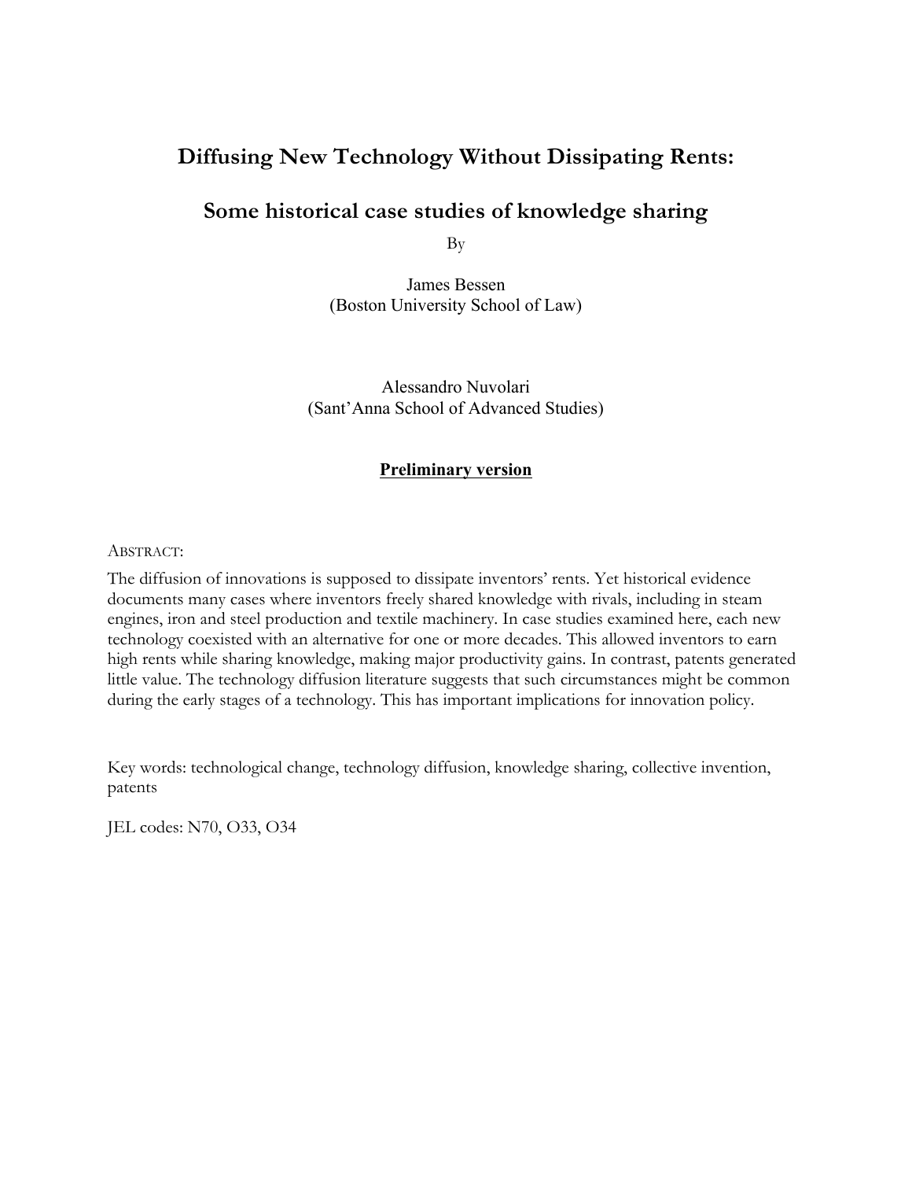# Diffusing New Technology Without Dissipating Rents:

## Some historical case studies of knowledge sharing

By

James Bessen
(Boston University School of Law)

Alessandro Nuvolari
(Sant'Anna School of Advanced Studies)

**Preliminary version**

ABSTRACT:

The diffusion of innovations is supposed to dissipate inventors' rents. Yet historical evidence documents many cases where inventors freely shared knowledge with rivals, including in steam engines, iron and steel production and textile machinery. In case studies examined here, each new technology coexisted with an alternative for one or more decades. This allowed inventors to earn high rents while sharing knowledge, making major productivity gains. In contrast, patents generated little value. The technology diffusion literature suggests that such circumstances might be common during the early stages of a technology. This has important implications for innovation policy.

Key words: technological change, technology diffusion, knowledge sharing, collective invention, patents

JEL codes: N70, O33, O34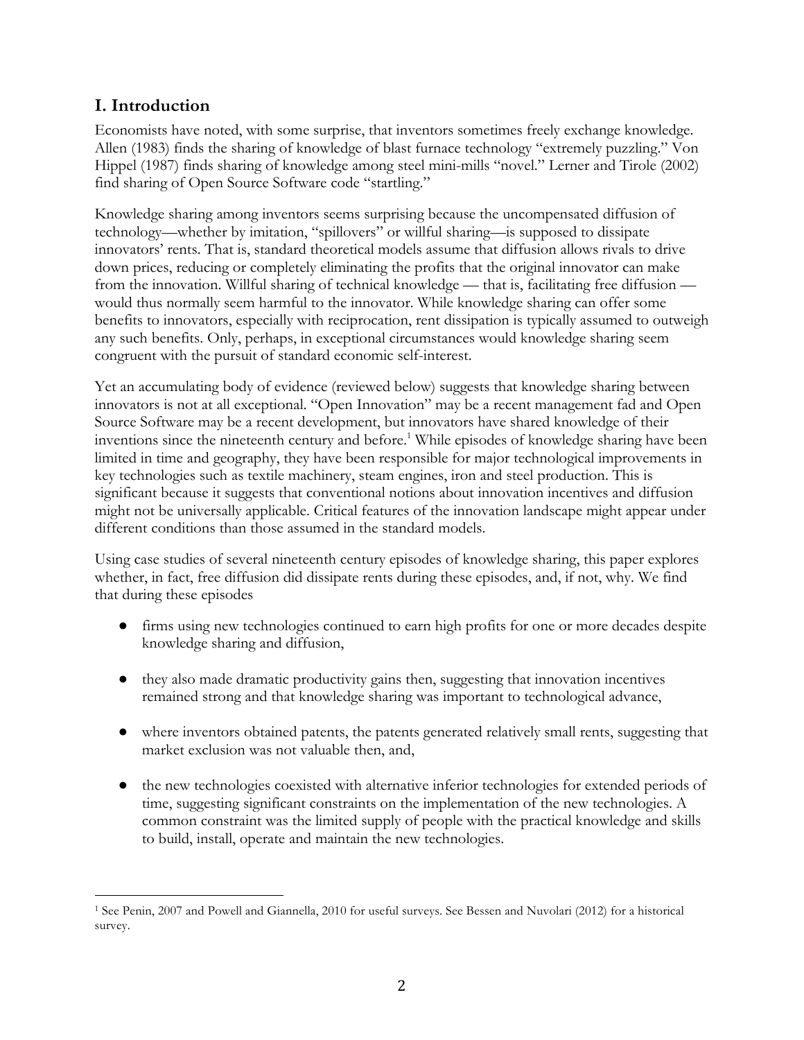## I. Introduction

Economists have noted, with some surprise, that inventors sometimes freely exchange knowledge. Allen (1983) finds the sharing of knowledge of blast furnace technology "extremely puzzling." Von Hippel (1987) finds sharing of knowledge among steel mini-mills "novel." Lerner and Tirole (2002) find sharing of Open Source Software code "startling."

Knowledge sharing among inventors seems surprising because the uncompensated diffusion of technology—whether by imitation, "spillovers" or willful sharing—is supposed to dissipate innovators' rents. That is, standard theoretical models assume that diffusion allows rivals to drive down prices, reducing or completely eliminating the profits that the original innovator can make from the innovation. Willful sharing of technical knowledge — that is, facilitating free diffusion — would thus normally seem harmful to the innovator. While knowledge sharing can offer some benefits to innovators, especially with reciprocation, rent dissipation is typically assumed to outweigh any such benefits. Only, perhaps, in exceptional circumstances would knowledge sharing seem congruent with the pursuit of standard economic self-interest.

Yet an accumulating body of evidence (reviewed below) suggests that knowledge sharing between innovators is not at all exceptional. "Open Innovation" may be a recent management fad and Open Source Software may be a recent development, but innovators have shared knowledge of their inventions since the nineteenth century and before.[1] While episodes of knowledge sharing have been limited in time and geography, they have been responsible for major technological improvements in key technologies such as textile machinery, steam engines, iron and steel production. This is significant because it suggests that conventional notions about innovation incentives and diffusion might not be universally applicable. Critical features of the innovation landscape might appear under different conditions than those assumed in the standard models.

Using case studies of several nineteenth century episodes of knowledge sharing, this paper explores whether, in fact, free diffusion did dissipate rents during these episodes, and, if not, why. We find that during these episodes

- firms using new technologies continued to earn high profits for one or more decades despite knowledge sharing and diffusion,

- they also made dramatic productivity gains then, suggesting that innovation incentives remained strong and that knowledge sharing was important to technological advance,

- where inventors obtained patents, the patents generated relatively small rents, suggesting that market exclusion was not valuable then, and,

- the new technologies coexisted with alternative inferior technologies for extended periods of time, suggesting significant constraints on the implementation of the new technologies. A common constraint was the limited supply of people with the practical knowledge and skills to build, install, operate and maintain the new technologies.

[1] See Penin, 2007 and Powell and Giannella, 2010 for useful surveys. See Bessen and Nuvolari (2012) for a historical survey.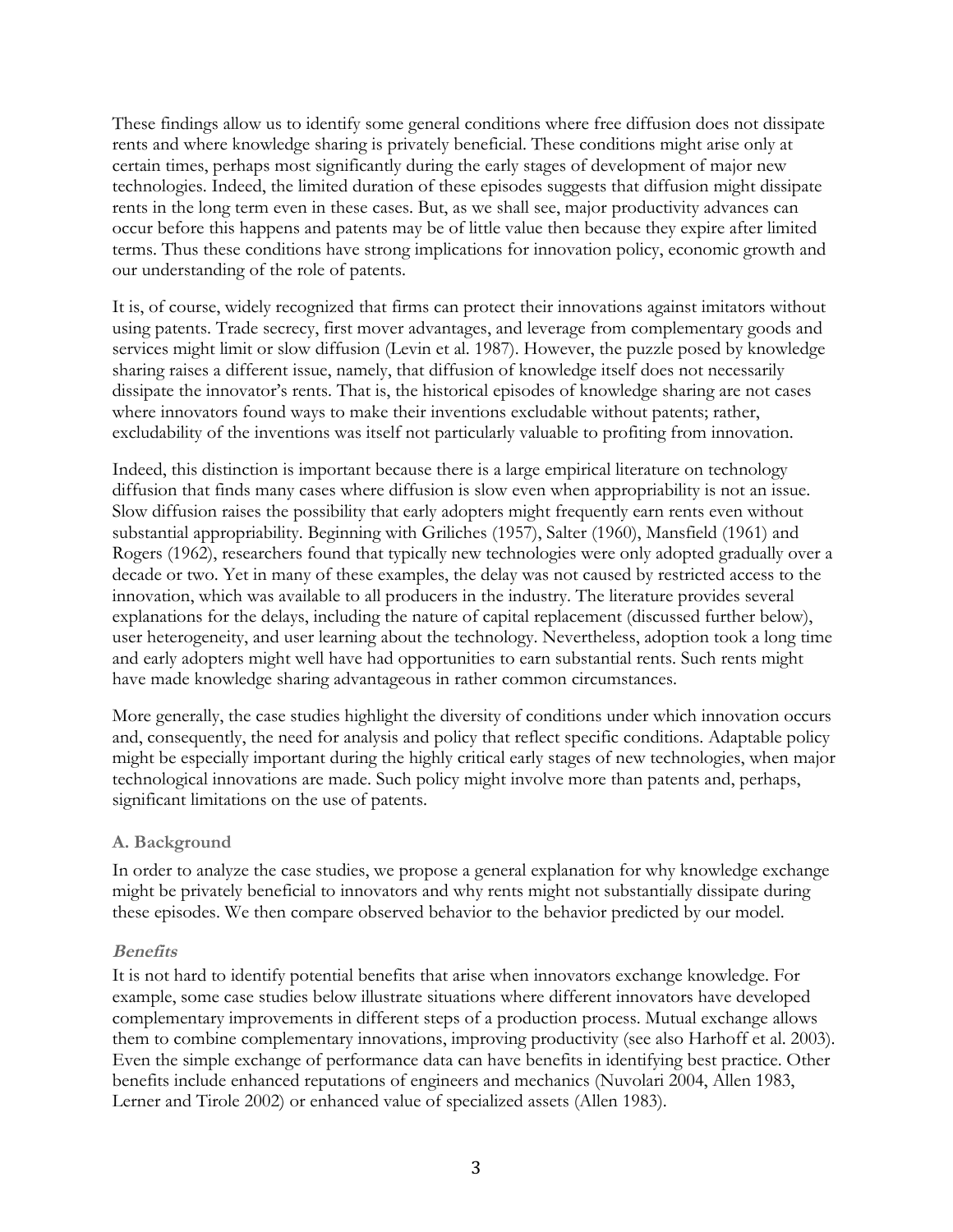These findings allow us to identify some general conditions where free diffusion does not dissipate rents and where knowledge sharing is privately beneficial. These conditions might arise only at certain times, perhaps most significantly during the early stages of development of major new technologies. Indeed, the limited duration of these episodes suggests that diffusion might dissipate rents in the long term even in these cases. But, as we shall see, major productivity advances can occur before this happens and patents may be of little value then because they expire after limited terms. Thus these conditions have strong implications for innovation policy, economic growth and our understanding of the role of patents.

It is, of course, widely recognized that firms can protect their innovations against imitators without using patents. Trade secrecy, first mover advantages, and leverage from complementary goods and services might limit or slow diffusion (Levin et al. 1987). However, the puzzle posed by knowledge sharing raises a different issue, namely, that diffusion of knowledge itself does not necessarily dissipate the innovator's rents. That is, the historical episodes of knowledge sharing are not cases where innovators found ways to make their inventions excludable without patents; rather, excludability of the inventions was itself not particularly valuable to profiting from innovation.

Indeed, this distinction is important because there is a large empirical literature on technology diffusion that finds many cases where diffusion is slow even when appropriability is not an issue. Slow diffusion raises the possibility that early adopters might frequently earn rents even without substantial appropriability. Beginning with Griliches (1957), Salter (1960), Mansfield (1961) and Rogers (1962), researchers found that typically new technologies were only adopted gradually over a decade or two. Yet in many of these examples, the delay was not caused by restricted access to the innovation, which was available to all producers in the industry. The literature provides several explanations for the delays, including the nature of capital replacement (discussed further below), user heterogeneity, and user learning about the technology. Nevertheless, adoption took a long time and early adopters might well have had opportunities to earn substantial rents. Such rents might have made knowledge sharing advantageous in rather common circumstances.

More generally, the case studies highlight the diversity of conditions under which innovation occurs and, consequently, the need for analysis and policy that reflect specific conditions. Adaptable policy might be especially important during the highly critical early stages of new technologies, when major technological innovations are made. Such policy might involve more than patents and, perhaps, significant limitations on the use of patents.

### A. Background

In order to analyze the case studies, we propose a general explanation for why knowledge exchange might be privately beneficial to innovators and why rents might not substantially dissipate during these episodes. We then compare observed behavior to the behavior predicted by our model.

#### *Benefits*

It is not hard to identify potential benefits that arise when innovators exchange knowledge. For example, some case studies below illustrate situations where different innovators have developed complementary improvements in different steps of a production process. Mutual exchange allows them to combine complementary innovations, improving productivity (see also Harhoff et al. 2003). Even the simple exchange of performance data can have benefits in identifying best practice. Other benefits include enhanced reputations of engineers and mechanics (Nuvolari 2004, Allen 1983, Lerner and Tirole 2002) or enhanced value of specialized assets (Allen 1983).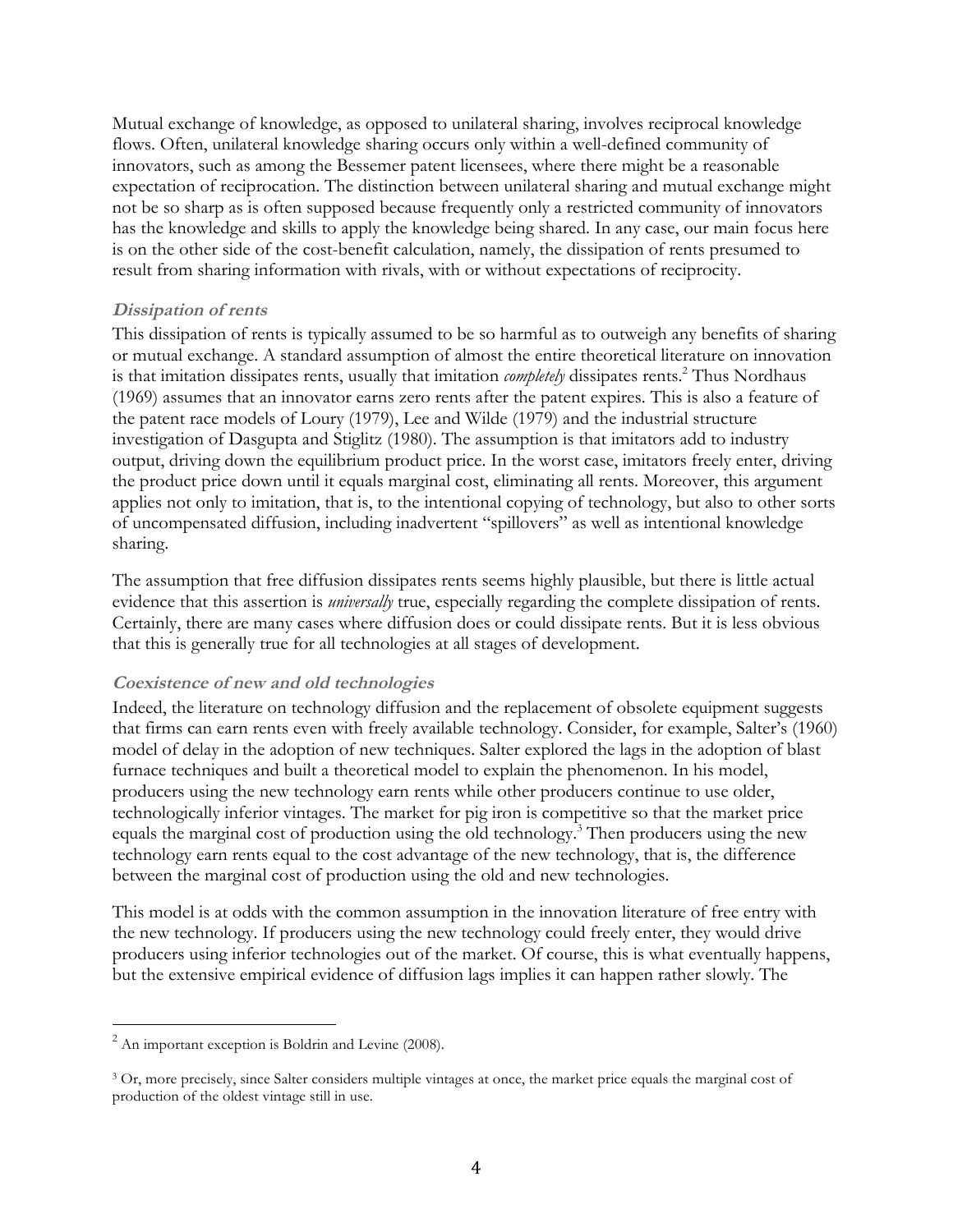Mutual exchange of knowledge, as opposed to unilateral sharing, involves reciprocal knowledge flows. Often, unilateral knowledge sharing occurs only within a well-defined community of innovators, such as among the Bessemer patent licensees, where there might be a reasonable expectation of reciprocation. The distinction between unilateral sharing and mutual exchange might not be so sharp as is often supposed because frequently only a restricted community of innovators has the knowledge and skills to apply the knowledge being shared. In any case, our main focus here is on the other side of the cost-benefit calculation, namely, the dissipation of rents presumed to result from sharing information with rivals, with or without expectations of reciprocity.

### *Dissipation of rents*

This dissipation of rents is typically assumed to be so harmful as to outweigh any benefits of sharing or mutual exchange. A standard assumption of almost the entire theoretical literature on innovation is that imitation dissipates rents, usually that imitation *completely* dissipates rents.[2] Thus Nordhaus (1969) assumes that an innovator earns zero rents after the patent expires. This is also a feature of the patent race models of Loury (1979), Lee and Wilde (1979) and the industrial structure investigation of Dasgupta and Stiglitz (1980). The assumption is that imitators add to industry output, driving down the equilibrium product price. In the worst case, imitators freely enter, driving the product price down until it equals marginal cost, eliminating all rents. Moreover, this argument applies not only to imitation, that is, to the intentional copying of technology, but also to other sorts of uncompensated diffusion, including inadvertent "spillovers" as well as intentional knowledge sharing.

The assumption that free diffusion dissipates rents seems highly plausible, but there is little actual evidence that this assertion is *universally* true, especially regarding the complete dissipation of rents. Certainly, there are many cases where diffusion does or could dissipate rents. But it is less obvious that this is generally true for all technologies at all stages of development.

### *Coexistence of new and old technologies*

Indeed, the literature on technology diffusion and the replacement of obsolete equipment suggests that firms can earn rents even with freely available technology. Consider, for example, Salter's (1960) model of delay in the adoption of new techniques. Salter explored the lags in the adoption of blast furnace techniques and built a theoretical model to explain the phenomenon. In his model, producers using the new technology earn rents while other producers continue to use older, technologically inferior vintages. The market for pig iron is competitive so that the market price equals the marginal cost of production using the old technology.[3] Then producers using the new technology earn rents equal to the cost advantage of the new technology, that is, the difference between the marginal cost of production using the old and new technologies.

This model is at odds with the common assumption in the innovation literature of free entry with the new technology. If producers using the new technology could freely enter, they would drive producers using inferior technologies out of the market. Of course, this is what eventually happens, but the extensive empirical evidence of diffusion lags implies it can happen rather slowly. The

---

[2] An important exception is Boldrin and Levine (2008).

[3] Or, more precisely, since Salter considers multiple vintages at once, the market price equals the marginal cost of production of the oldest vintage still in use.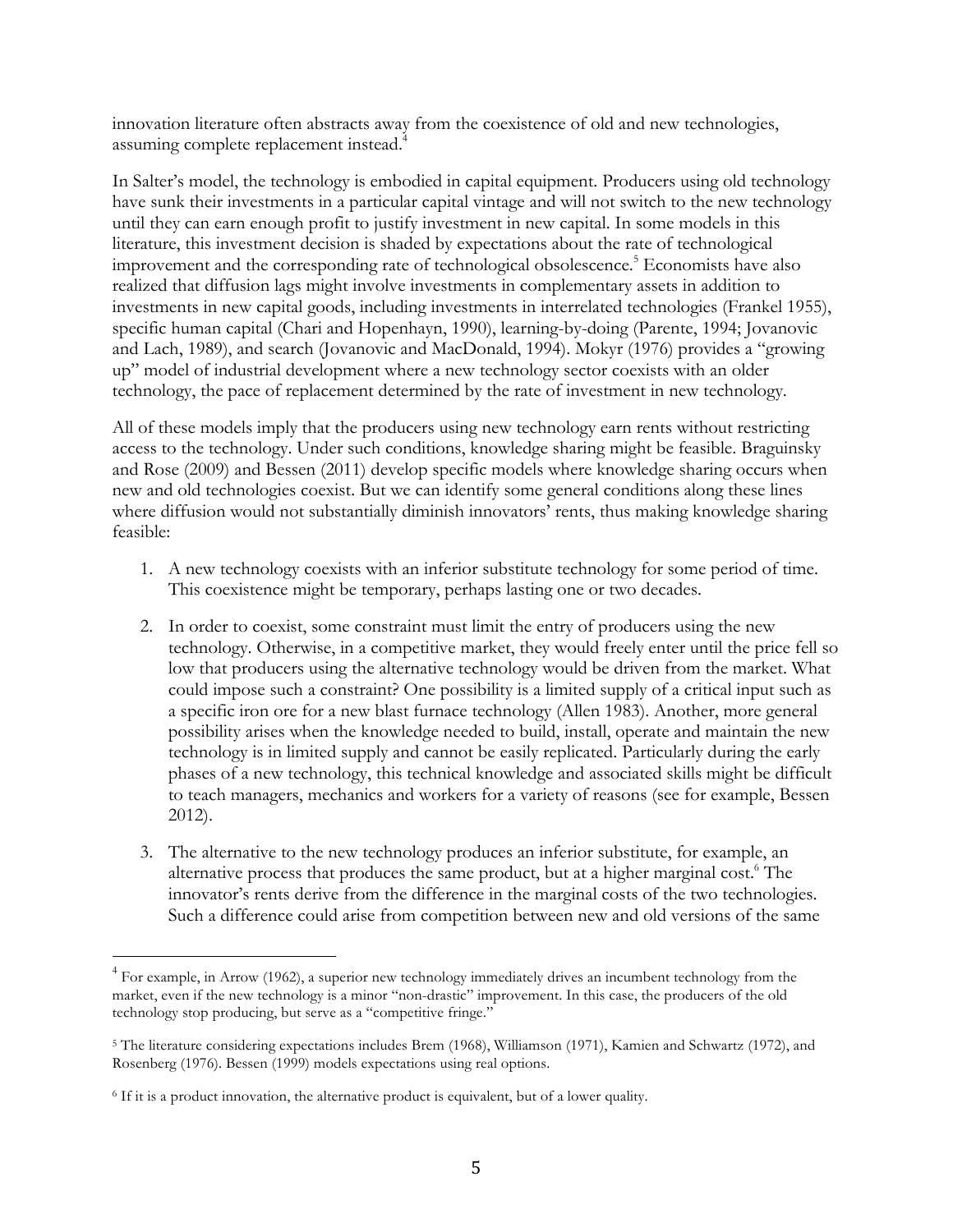innovation literature often abstracts away from the coexistence of old and new technologies, assuming complete replacement instead.[4]

In Salter's model, the technology is embodied in capital equipment. Producers using old technology have sunk their investments in a particular capital vintage and will not switch to the new technology until they can earn enough profit to justify investment in new capital. In some models in this literature, this investment decision is shaded by expectations about the rate of technological improvement and the corresponding rate of technological obsolescence.[5] Economists have also realized that diffusion lags might involve investments in complementary assets in addition to investments in new capital goods, including investments in interrelated technologies (Frankel 1955), specific human capital (Chari and Hopenhayn, 1990), learning-by-doing (Parente, 1994; Jovanovic and Lach, 1989), and search (Jovanovic and MacDonald, 1994). Mokyr (1976) provides a "growing up" model of industrial development where a new technology sector coexists with an older technology, the pace of replacement determined by the rate of investment in new technology.

All of these models imply that the producers using new technology earn rents without restricting access to the technology. Under such conditions, knowledge sharing might be feasible. Braguinsky and Rose (2009) and Bessen (2011) develop specific models where knowledge sharing occurs when new and old technologies coexist. But we can identify some general conditions along these lines where diffusion would not substantially diminish innovators' rents, thus making knowledge sharing feasible:

1. A new technology coexists with an inferior substitute technology for some period of time. This coexistence might be temporary, perhaps lasting one or two decades.

2. In order to coexist, some constraint must limit the entry of producers using the new technology. Otherwise, in a competitive market, they would freely enter until the price fell so low that producers using the alternative technology would be driven from the market. What could impose such a constraint? One possibility is a limited supply of a critical input such as a specific iron ore for a new blast furnace technology (Allen 1983). Another, more general possibility arises when the knowledge needed to build, install, operate and maintain the new technology is in limited supply and cannot be easily replicated. Particularly during the early phases of a new technology, this technical knowledge and associated skills might be difficult to teach managers, mechanics and workers for a variety of reasons (see for example, Bessen 2012).

3. The alternative to the new technology produces an inferior substitute, for example, an alternative process that produces the same product, but at a higher marginal cost.[6] The innovator's rents derive from the difference in the marginal costs of the two technologies. Such a difference could arise from competition between new and old versions of the same

---

[4] For example, in Arrow (1962), a superior new technology immediately drives an incumbent technology from the market, even if the new technology is a minor "non-drastic" improvement. In this case, the producers of the old technology stop producing, but serve as a "competitive fringe."

[5] The literature considering expectations includes Brem (1968), Williamson (1971), Kamien and Schwartz (1972), and Rosenberg (1976). Bessen (1999) models expectations using real options.

[6] If it is a product innovation, the alternative product is equivalent, but of a lower quality.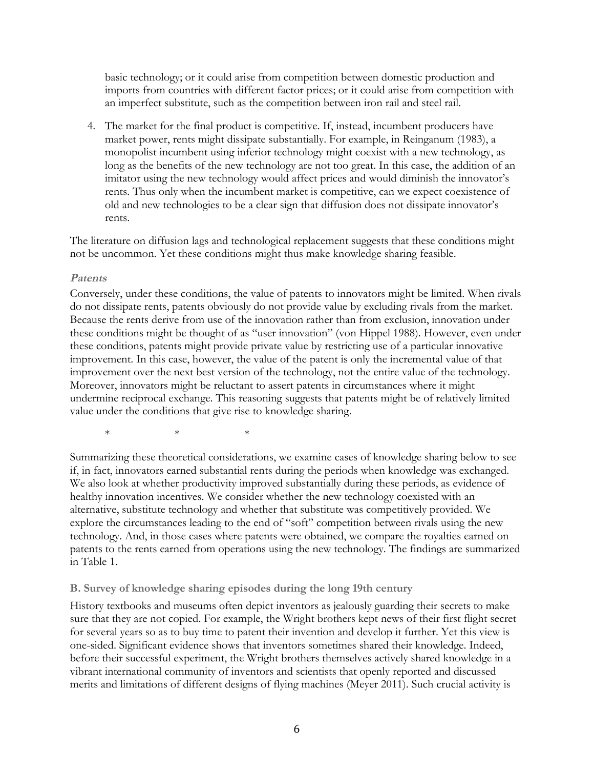basic technology; or it could arise from competition between domestic production and imports from countries with different factor prices; or it could arise from competition with an imperfect substitute, such as the competition between iron rail and steel rail.

4. The market for the final product is competitive. If, instead, incumbent producers have market power, rents might dissipate substantially. For example, in Reinganum (1983), a monopolist incumbent using inferior technology might coexist with a new technology, as long as the benefits of the new technology are not too great. In this case, the addition of an imitator using the new technology would affect prices and would diminish the innovator's rents. Thus only when the incumbent market is competitive, can we expect coexistence of old and new technologies to be a clear sign that diffusion does not dissipate innovator's rents.

The literature on diffusion lags and technological replacement suggests that these conditions might not be uncommon. Yet these conditions might thus make knowledge sharing feasible.

#### *Patents*

Conversely, under these conditions, the value of patents to innovators might be limited. When rivals do not dissipate rents, patents obviously do not provide value by excluding rivals from the market. Because the rents derive from use of the innovation rather than from exclusion, innovation under these conditions might be thought of as "user innovation" (von Hippel 1988). However, even under these conditions, patents might provide private value by restricting use of a particular innovative improvement. In this case, however, the value of the patent is only the incremental value of that improvement over the next best version of the technology, not the entire value of the technology. Moreover, innovators might be reluctant to assert patents in circumstances where it might undermine reciprocal exchange. This reasoning suggests that patents might be of relatively limited value under the conditions that give rise to knowledge sharing.

\* \* \*

Summarizing these theoretical considerations, we examine cases of knowledge sharing below to see if, in fact, innovators earned substantial rents during the periods when knowledge was exchanged. We also look at whether productivity improved substantially during these periods, as evidence of healthy innovation incentives. We consider whether the new technology coexisted with an alternative, substitute technology and whether that substitute was competitively provided. We explore the circumstances leading to the end of "soft" competition between rivals using the new technology. And, in those cases where patents were obtained, we compare the royalties earned on patents to the rents earned from operations using the new technology. The findings are summarized in Table 1.

### B. Survey of knowledge sharing episodes during the long 19th century

History textbooks and museums often depict inventors as jealously guarding their secrets to make sure that they are not copied. For example, the Wright brothers kept news of their first flight secret for several years so as to buy time to patent their invention and develop it further. Yet this view is one-sided. Significant evidence shows that inventors sometimes shared their knowledge. Indeed, before their successful experiment, the Wright brothers themselves actively shared knowledge in a vibrant international community of inventors and scientists that openly reported and discussed merits and limitations of different designs of flying machines (Meyer 2011). Such crucial activity is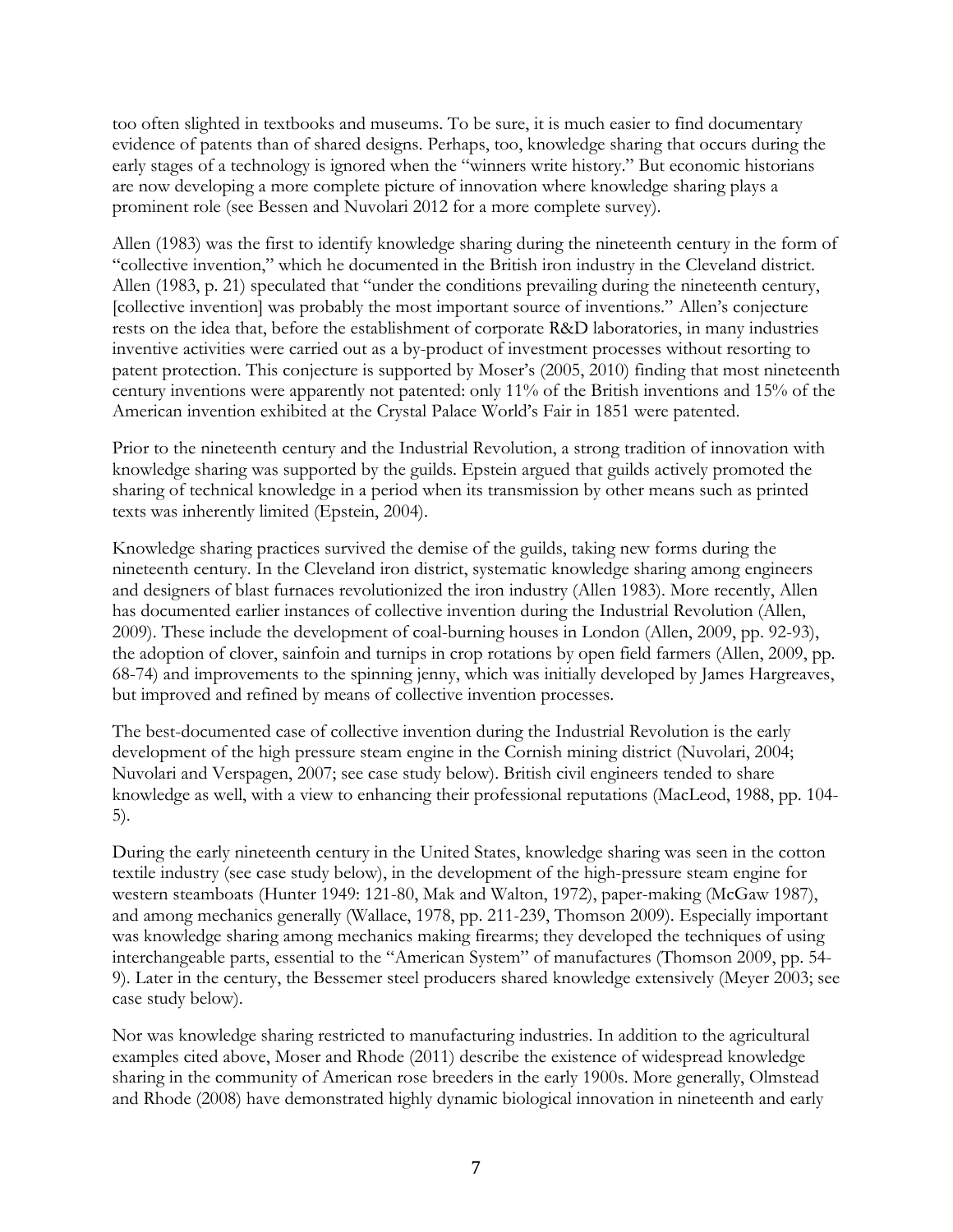too often slighted in textbooks and museums. To be sure, it is much easier to find documentary evidence of patents than of shared designs. Perhaps, too, knowledge sharing that occurs during the early stages of a technology is ignored when the "winners write history." But economic historians are now developing a more complete picture of innovation where knowledge sharing plays a prominent role (see Bessen and Nuvolari 2012 for a more complete survey).

Allen (1983) was the first to identify knowledge sharing during the nineteenth century in the form of "collective invention," which he documented in the British iron industry in the Cleveland district. Allen (1983, p. 21) speculated that "under the conditions prevailing during the nineteenth century, [collective invention] was probably the most important source of inventions." Allen's conjecture rests on the idea that, before the establishment of corporate R&D laboratories, in many industries inventive activities were carried out as a by-product of investment processes without resorting to patent protection. This conjecture is supported by Moser's (2005, 2010) finding that most nineteenth century inventions were apparently not patented: only 11% of the British inventions and 15% of the American invention exhibited at the Crystal Palace World's Fair in 1851 were patented.

Prior to the nineteenth century and the Industrial Revolution, a strong tradition of innovation with knowledge sharing was supported by the guilds. Epstein argued that guilds actively promoted the sharing of technical knowledge in a period when its transmission by other means such as printed texts was inherently limited (Epstein, 2004).

Knowledge sharing practices survived the demise of the guilds, taking new forms during the nineteenth century. In the Cleveland iron district, systematic knowledge sharing among engineers and designers of blast furnaces revolutionized the iron industry (Allen 1983). More recently, Allen has documented earlier instances of collective invention during the Industrial Revolution (Allen, 2009). These include the development of coal-burning houses in London (Allen, 2009, pp. 92-93), the adoption of clover, sainfoin and turnips in crop rotations by open field farmers (Allen, 2009, pp. 68-74) and improvements to the spinning jenny, which was initially developed by James Hargreaves, but improved and refined by means of collective invention processes.

The best-documented case of collective invention during the Industrial Revolution is the early development of the high pressure steam engine in the Cornish mining district (Nuvolari, 2004; Nuvolari and Verspagen, 2007; see case study below). British civil engineers tended to share knowledge as well, with a view to enhancing their professional reputations (MacLeod, 1988, pp. 104-5).

During the early nineteenth century in the United States, knowledge sharing was seen in the cotton textile industry (see case study below), in the development of the high-pressure steam engine for western steamboats (Hunter 1949: 121-80, Mak and Walton, 1972), paper-making (McGaw 1987), and among mechanics generally (Wallace, 1978, pp. 211-239, Thomson 2009). Especially important was knowledge sharing among mechanics making firearms; they developed the techniques of using interchangeable parts, essential to the "American System" of manufactures (Thomson 2009, pp. 54-9). Later in the century, the Bessemer steel producers shared knowledge extensively (Meyer 2003; see case study below).

Nor was knowledge sharing restricted to manufacturing industries. In addition to the agricultural examples cited above, Moser and Rhode (2011) describe the existence of widespread knowledge sharing in the community of American rose breeders in the early 1900s. More generally, Olmstead and Rhode (2008) have demonstrated highly dynamic biological innovation in nineteenth and early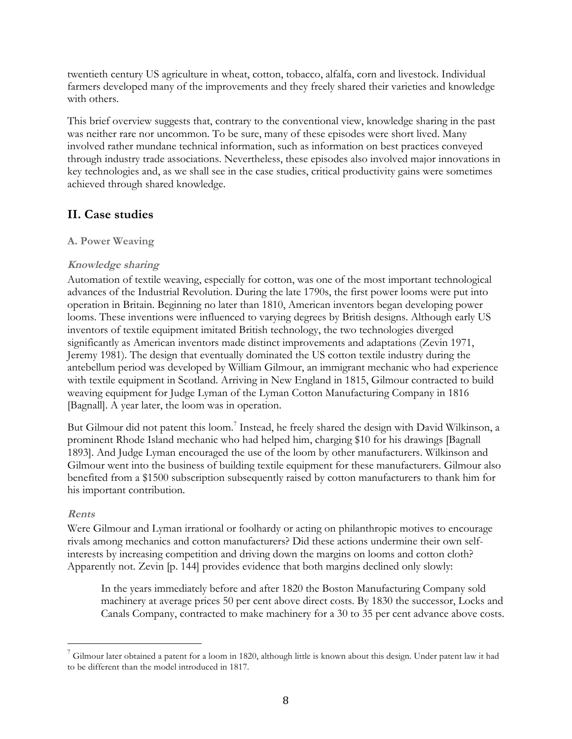twentieth century US agriculture in wheat, cotton, tobacco, alfalfa, corn and livestock. Individual farmers developed many of the improvements and they freely shared their varieties and knowledge with others.

This brief overview suggests that, contrary to the conventional view, knowledge sharing in the past was neither rare nor uncommon. To be sure, many of these episodes were short lived. Many involved rather mundane technical information, such as information on best practices conveyed through industry trade associations. Nevertheless, these episodes also involved major innovations in key technologies and, as we shall see in the case studies, critical productivity gains were sometimes achieved through shared knowledge.

## II. Case studies

### A. Power Weaving

#### *Knowledge sharing*

Automation of textile weaving, especially for cotton, was one of the most important technological advances of the Industrial Revolution. During the late 1790s, the first power looms were put into operation in Britain. Beginning no later than 1810, American inventors began developing power looms. These inventions were influenced to varying degrees by British designs. Although early US inventors of textile equipment imitated British technology, the two technologies diverged significantly as American inventors made distinct improvements and adaptations (Zevin 1971, Jeremy 1981). The design that eventually dominated the US cotton textile industry during the antebellum period was developed by William Gilmour, an immigrant mechanic who had experience with textile equipment in Scotland. Arriving in New England in 1815, Gilmour contracted to build weaving equipment for Judge Lyman of the Lyman Cotton Manufacturing Company in 1816 [Bagnall]. A year later, the loom was in operation.

But Gilmour did not patent this loom.[7] Instead, he freely shared the design with David Wilkinson, a prominent Rhode Island mechanic who had helped him, charging $10 for his drawings [Bagnall 1893]. And Judge Lyman encouraged the use of the loom by other manufacturers. Wilkinson and Gilmour went into the business of building textile equipment for these manufacturers. Gilmour also benefited from a $1500 subscription subsequently raised by cotton manufacturers to thank him for his important contribution.

#### *Rents*

Were Gilmour and Lyman irrational or foolhardy or acting on philanthropic motives to encourage rivals among mechanics and cotton manufacturers? Did these actions undermine their own self-interests by increasing competition and driving down the margins on looms and cotton cloth? Apparently not. Zevin [p. 144] provides evidence that both margins declined only slowly:

> In the years immediately before and after 1820 the Boston Manufacturing Company sold machinery at average prices 50 per cent above direct costs. By 1830 the successor, Locks and Canals Company, contracted to make machinery for a 30 to 35 per cent advance above costs.

---

[7] Gilmour later obtained a patent for a loom in 1820, although little is known about this design. Under patent law it had to be different than the model introduced in 1817.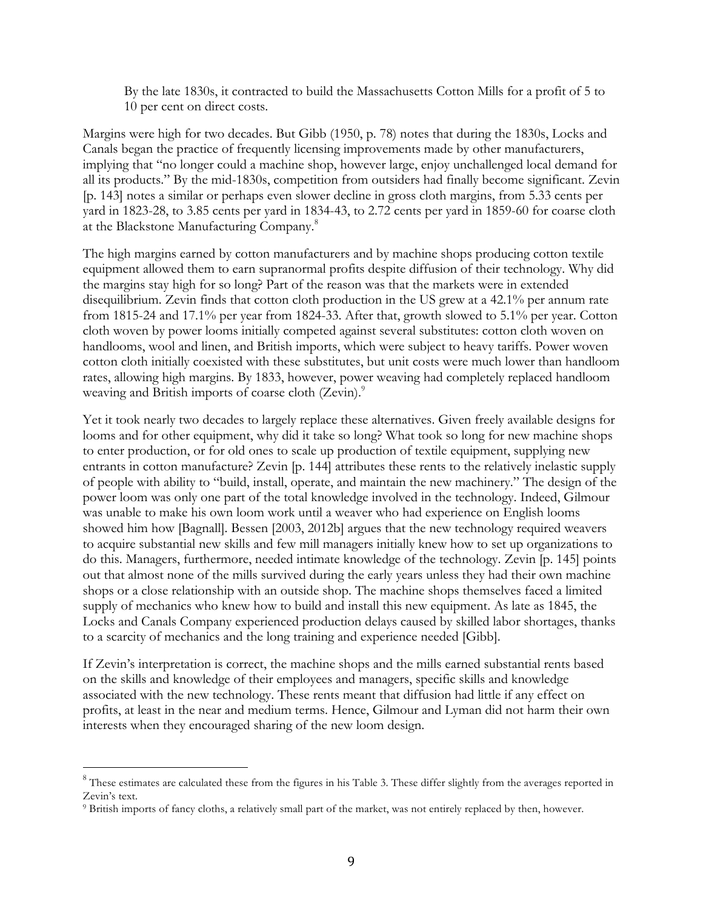> By the late 1830s, it contracted to build the Massachusetts Cotton Mills for a profit of 5 to 10 per cent on direct costs.

Margins were high for two decades. But Gibb (1950, p. 78) notes that during the 1830s, Locks and Canals began the practice of frequently licensing improvements made by other manufacturers, implying that "no longer could a machine shop, however large, enjoy unchallenged local demand for all its products." By the mid-1830s, competition from outsiders had finally become significant. Zevin [p. 143] notes a similar or perhaps even slower decline in gross cloth margins, from 5.33 cents per yard in 1823-28, to 3.85 cents per yard in 1834-43, to 2.72 cents per yard in 1859-60 for coarse cloth at the Blackstone Manufacturing Company.[8]

The high margins earned by cotton manufacturers and by machine shops producing cotton textile equipment allowed them to earn supranormal profits despite diffusion of their technology. Why did the margins stay high for so long? Part of the reason was that the markets were in extended disequilibrium. Zevin finds that cotton cloth production in the US grew at a 42.1% per annum rate from 1815-24 and 17.1% per year from 1824-33. After that, growth slowed to 5.1% per year. Cotton cloth woven by power looms initially competed against several substitutes: cotton cloth woven on handlooms, wool and linen, and British imports, which were subject to heavy tariffs. Power woven cotton cloth initially coexisted with these substitutes, but unit costs were much lower than handloom rates, allowing high margins. By 1833, however, power weaving had completely replaced handloom weaving and British imports of coarse cloth (Zevin).[9]

Yet it took nearly two decades to largely replace these alternatives. Given freely available designs for looms and for other equipment, why did it take so long? What took so long for new machine shops to enter production, or for old ones to scale up production of textile equipment, supplying new entrants in cotton manufacture? Zevin [p. 144] attributes these rents to the relatively inelastic supply of people with ability to "build, install, operate, and maintain the new machinery." The design of the power loom was only one part of the total knowledge involved in the technology. Indeed, Gilmour was unable to make his own loom work until a weaver who had experience on English looms showed him how [Bagnall]. Bessen [2003, 2012b] argues that the new technology required weavers to acquire substantial new skills and few mill managers initially knew how to set up organizations to do this. Managers, furthermore, needed intimate knowledge of the technology. Zevin [p. 145] points out that almost none of the mills survived during the early years unless they had their own machine shops or a close relationship with an outside shop. The machine shops themselves faced a limited supply of mechanics who knew how to build and install this new equipment. As late as 1845, the Locks and Canals Company experienced production delays caused by skilled labor shortages, thanks to a scarcity of mechanics and the long training and experience needed [Gibb].

If Zevin's interpretation is correct, the machine shops and the mills earned substantial rents based on the skills and knowledge of their employees and managers, specific skills and knowledge associated with the new technology. These rents meant that diffusion had little if any effect on profits, at least in the near and medium terms. Hence, Gilmour and Lyman did not harm their own interests when they encouraged sharing of the new loom design.

---

[8] These estimates are calculated these from the figures in his Table 3. These differ slightly from the averages reported in Zevin's text.

[9] British imports of fancy cloths, a relatively small part of the market, was not entirely replaced by then, however.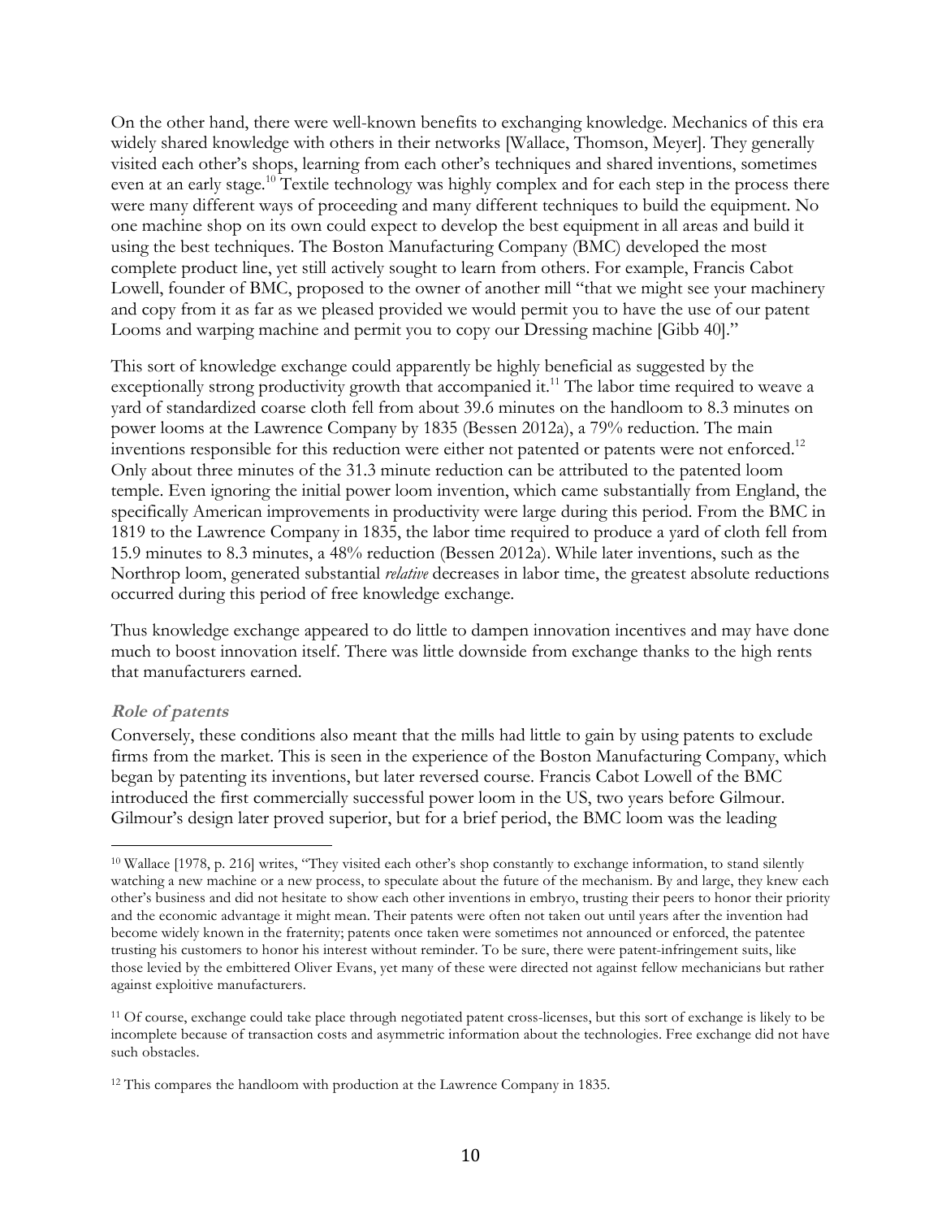On the other hand, there were well-known benefits to exchanging knowledge. Mechanics of this era widely shared knowledge with others in their networks [Wallace, Thomson, Meyer]. They generally visited each other's shops, learning from each other's techniques and shared inventions, sometimes even at an early stage.[10] Textile technology was highly complex and for each step in the process there were many different ways of proceeding and many different techniques to build the equipment. No one machine shop on its own could expect to develop the best equipment in all areas and build it using the best techniques. The Boston Manufacturing Company (BMC) developed the most complete product line, yet still actively sought to learn from others. For example, Francis Cabot Lowell, founder of BMC, proposed to the owner of another mill "that we might see your machinery and copy from it as far as we pleased provided we would permit you to have the use of our patent Looms and warping machine and permit you to copy our Dressing machine [Gibb 40]."

This sort of knowledge exchange could apparently be highly beneficial as suggested by the exceptionally strong productivity growth that accompanied it.[11] The labor time required to weave a yard of standardized coarse cloth fell from about 39.6 minutes on the handloom to 8.3 minutes on power looms at the Lawrence Company by 1835 (Bessen 2012a), a 79% reduction. The main inventions responsible for this reduction were either not patented or patents were not enforced.[12] Only about three minutes of the 31.3 minute reduction can be attributed to the patented loom temple. Even ignoring the initial power loom invention, which came substantially from England, the specifically American improvements in productivity were large during this period. From the BMC in 1819 to the Lawrence Company in 1835, the labor time required to produce a yard of cloth fell from 15.9 minutes to 8.3 minutes, a 48% reduction (Bessen 2012a). While later inventions, such as the Northrop loom, generated substantial *relative* decreases in labor time, the greatest absolute reductions occurred during this period of free knowledge exchange.

Thus knowledge exchange appeared to do little to dampen innovation incentives and may have done much to boost innovation itself. There was little downside from exchange thanks to the high rents that manufacturers earned.

### *Role of patents*

Conversely, these conditions also meant that the mills had little to gain by using patents to exclude firms from the market. This is seen in the experience of the Boston Manufacturing Company, which began by patenting its inventions, but later reversed course. Francis Cabot Lowell of the BMC introduced the first commercially successful power loom in the US, two years before Gilmour. Gilmour's design later proved superior, but for a brief period, the BMC loom was the leading

---

[10] Wallace [1978, p. 216] writes, "They visited each other's shop constantly to exchange information, to stand silently watching a new machine or a new process, to speculate about the future of the mechanism. By and large, they knew each other's business and did not hesitate to show each other inventions in embryo, trusting their peers to honor their priority and the economic advantage it might mean. Their patents were often not taken out until years after the invention had become widely known in the fraternity; patents once taken were sometimes not announced or enforced, the patentee trusting his customers to honor his interest without reminder. To be sure, there were patent-infringement suits, like those levied by the embittered Oliver Evans, yet many of these were directed not against fellow mechanicians but rather against exploitive manufacturers.

[11] Of course, exchange could take place through negotiated patent cross-licenses, but this sort of exchange is likely to be incomplete because of transaction costs and asymmetric information about the technologies. Free exchange did not have such obstacles.

[12] This compares the handloom with production at the Lawrence Company in 1835.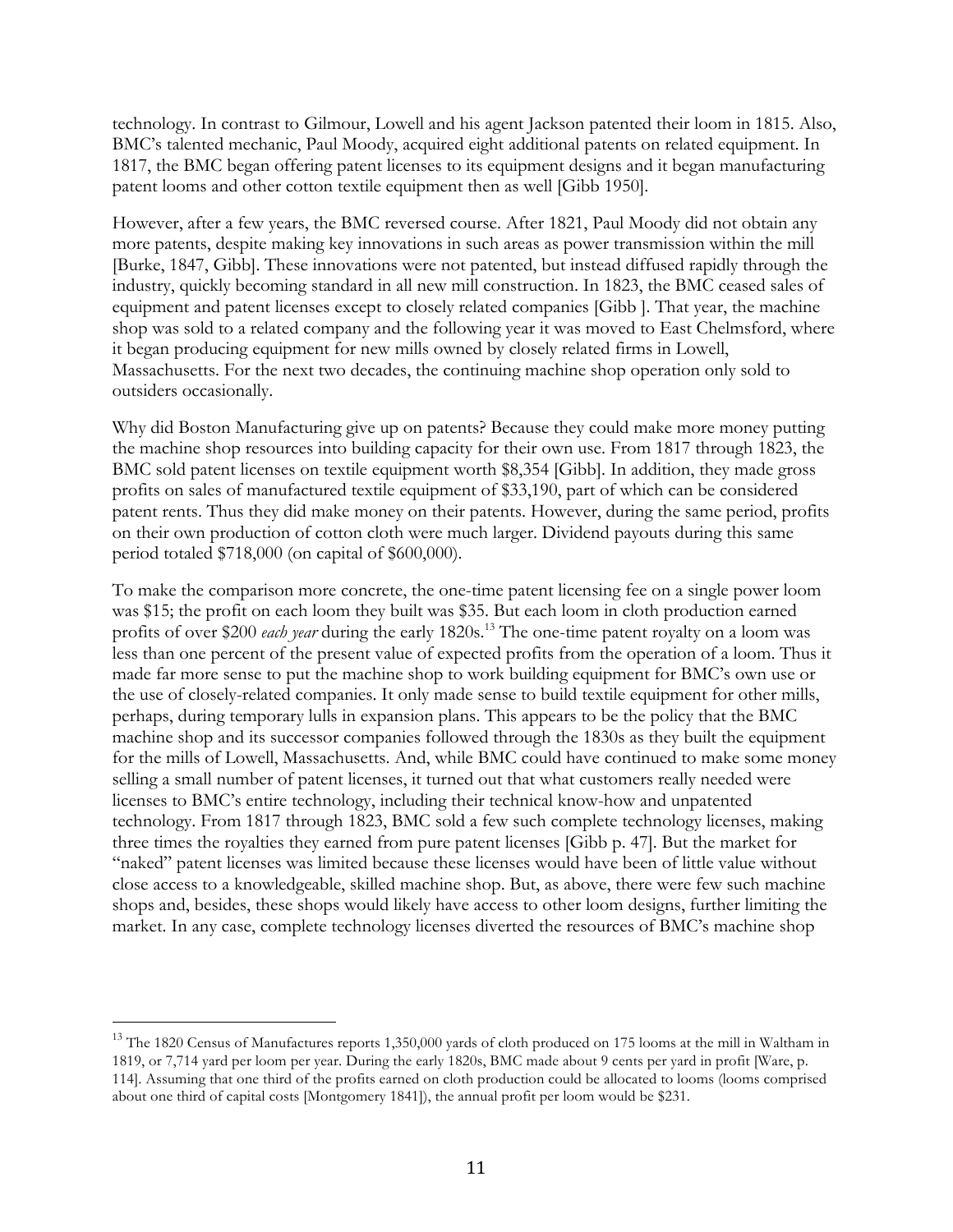technology. In contrast to Gilmour, Lowell and his agent Jackson patented their loom in 1815. Also, BMC's talented mechanic, Paul Moody, acquired eight additional patents on related equipment. In 1817, the BMC began offering patent licenses to its equipment designs and it began manufacturing patent looms and other cotton textile equipment then as well [Gibb 1950].

However, after a few years, the BMC reversed course. After 1821, Paul Moody did not obtain any more patents, despite making key innovations in such areas as power transmission within the mill [Burke, 1847, Gibb]. These innovations were not patented, but instead diffused rapidly through the industry, quickly becoming standard in all new mill construction. In 1823, the BMC ceased sales of equipment and patent licenses except to closely related companies [Gibb ]. That year, the machine shop was sold to a related company and the following year it was moved to East Chelmsford, where it began producing equipment for new mills owned by closely related firms in Lowell, Massachusetts. For the next two decades, the continuing machine shop operation only sold to outsiders occasionally.

Why did Boston Manufacturing give up on patents? Because they could make more money putting the machine shop resources into building capacity for their own use. From 1817 through 1823, the BMC sold patent licenses on textile equipment worth $8,354 [Gibb]. In addition, they made gross profits on sales of manufactured textile equipment of $33,190, part of which can be considered patent rents. Thus they did make money on their patents. However, during the same period, profits on their own production of cotton cloth were much larger. Dividend payouts during this same period totaled $718,000 (on capital of $600,000).

To make the comparison more concrete, the one-time patent licensing fee on a single power loom was $15; the profit on each loom they built was $35. But each loom in cloth production earned profits of over $200 *each year* during the early 1820s.[13] The one-time patent royalty on a loom was less than one percent of the present value of expected profits from the operation of a loom. Thus it made far more sense to put the machine shop to work building equipment for BMC's own use or the use of closely-related companies. It only made sense to build textile equipment for other mills, perhaps, during temporary lulls in expansion plans. This appears to be the policy that the BMC machine shop and its successor companies followed through the 1830s as they built the equipment for the mills of Lowell, Massachusetts. And, while BMC could have continued to make some money selling a small number of patent licenses, it turned out that what customers really needed were licenses to BMC's entire technology, including their technical know-how and unpatented technology. From 1817 through 1823, BMC sold a few such complete technology licenses, making three times the royalties they earned from pure patent licenses [Gibb p. 47]. But the market for "naked" patent licenses was limited because these licenses would have been of little value without close access to a knowledgeable, skilled machine shop. But, as above, there were few such machine shops and, besides, these shops would likely have access to other loom designs, further limiting the market. In any case, complete technology licenses diverted the resources of BMC's machine shop

---

[13] The 1820 Census of Manufactures reports 1,350,000 yards of cloth produced on 175 looms at the mill in Waltham in 1819, or 7,714 yard per loom per year. During the early 1820s, BMC made about 9 cents per yard in profit [Ware, p. 114]. Assuming that one third of the profits earned on cloth production could be allocated to looms (looms comprised about one third of capital costs [Montgomery 1841]), the annual profit per loom would be $231.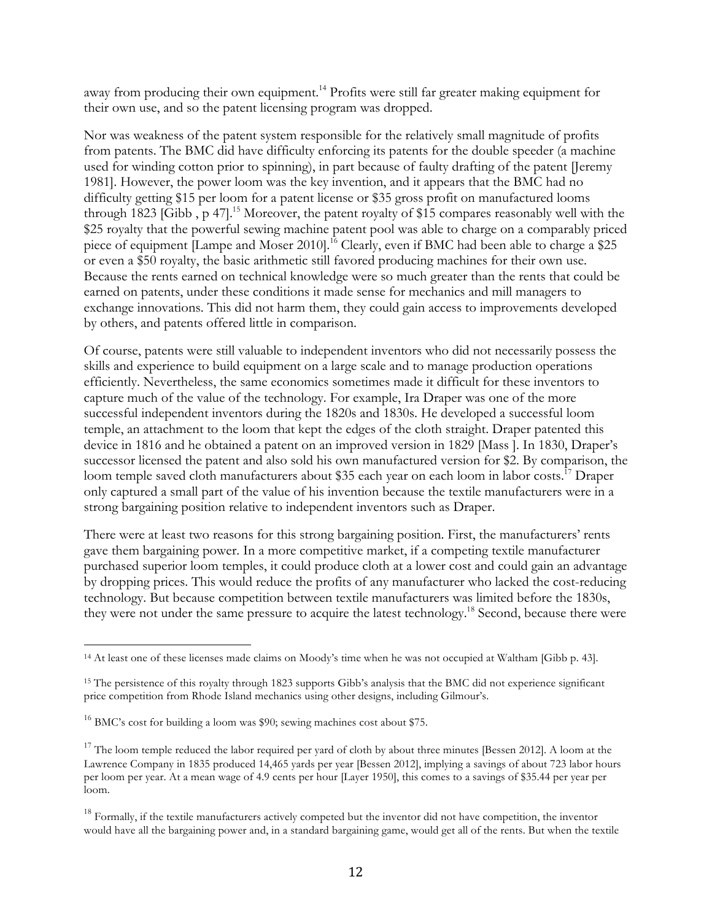away from producing their own equipment.[14] Profits were still far greater making equipment for their own use, and so the patent licensing program was dropped.

Nor was weakness of the patent system responsible for the relatively small magnitude of profits from patents. The BMC did have difficulty enforcing its patents for the double speeder (a machine used for winding cotton prior to spinning), in part because of faulty drafting of the patent [Jeremy 1981]. However, the power loom was the key invention, and it appears that the BMC had no difficulty getting $15 per loom for a patent license or $35 gross profit on manufactured looms through 1823 [Gibb , p 47].[15] Moreover, the patent royalty of $15 compares reasonably well with the $25 royalty that the powerful sewing machine patent pool was able to charge on a comparably priced piece of equipment [Lampe and Moser 2010].[16] Clearly, even if BMC had been able to charge a $25 or even a $50 royalty, the basic arithmetic still favored producing machines for their own use. Because the rents earned on technical knowledge were so much greater than the rents that could be earned on patents, under these conditions it made sense for mechanics and mill managers to exchange innovations. This did not harm them, they could gain access to improvements developed by others, and patents offered little in comparison.

Of course, patents were still valuable to independent inventors who did not necessarily possess the skills and experience to build equipment on a large scale and to manage production operations efficiently. Nevertheless, the same economics sometimes made it difficult for these inventors to capture much of the value of the technology. For example, Ira Draper was one of the more successful independent inventors during the 1820s and 1830s. He developed a successful loom temple, an attachment to the loom that kept the edges of the cloth straight. Draper patented this device in 1816 and he obtained a patent on an improved version in 1829 [Mass ]. In 1830, Draper's successor licensed the patent and also sold his own manufactured version for $2. By comparison, the loom temple saved cloth manufacturers about $35 each year on each loom in labor costs.[17] Draper only captured a small part of the value of his invention because the textile manufacturers were in a strong bargaining position relative to independent inventors such as Draper.

There were at least two reasons for this strong bargaining position. First, the manufacturers' rents gave them bargaining power. In a more competitive market, if a competing textile manufacturer purchased superior loom temples, it could produce cloth at a lower cost and could gain an advantage by dropping prices. This would reduce the profits of any manufacturer who lacked the cost-reducing technology. But because competition between textile manufacturers was limited before the 1830s, they were not under the same pressure to acquire the latest technology.[18] Second, because there were

---

[14] At least one of these licenses made claims on Moody's time when he was not occupied at Waltham [Gibb p. 43].

[15] The persistence of this royalty through 1823 supports Gibb's analysis that the BMC did not experience significant price competition from Rhode Island mechanics using other designs, including Gilmour's.

[16] BMC's cost for building a loom was $90; sewing machines cost about $75.

[17] The loom temple reduced the labor required per yard of cloth by about three minutes [Bessen 2012]. A loom at the Lawrence Company in 1835 produced 14,465 yards per year [Bessen 2012], implying a savings of about 723 labor hours per loom per year. At a mean wage of 4.9 cents per hour [Layer 1950], this comes to a savings of $35.44 per year per loom.

[18] Formally, if the textile manufacturers actively competed but the inventor did not have competition, the inventor would have all the bargaining power and, in a standard bargaining game, would get all of the rents. But when the textile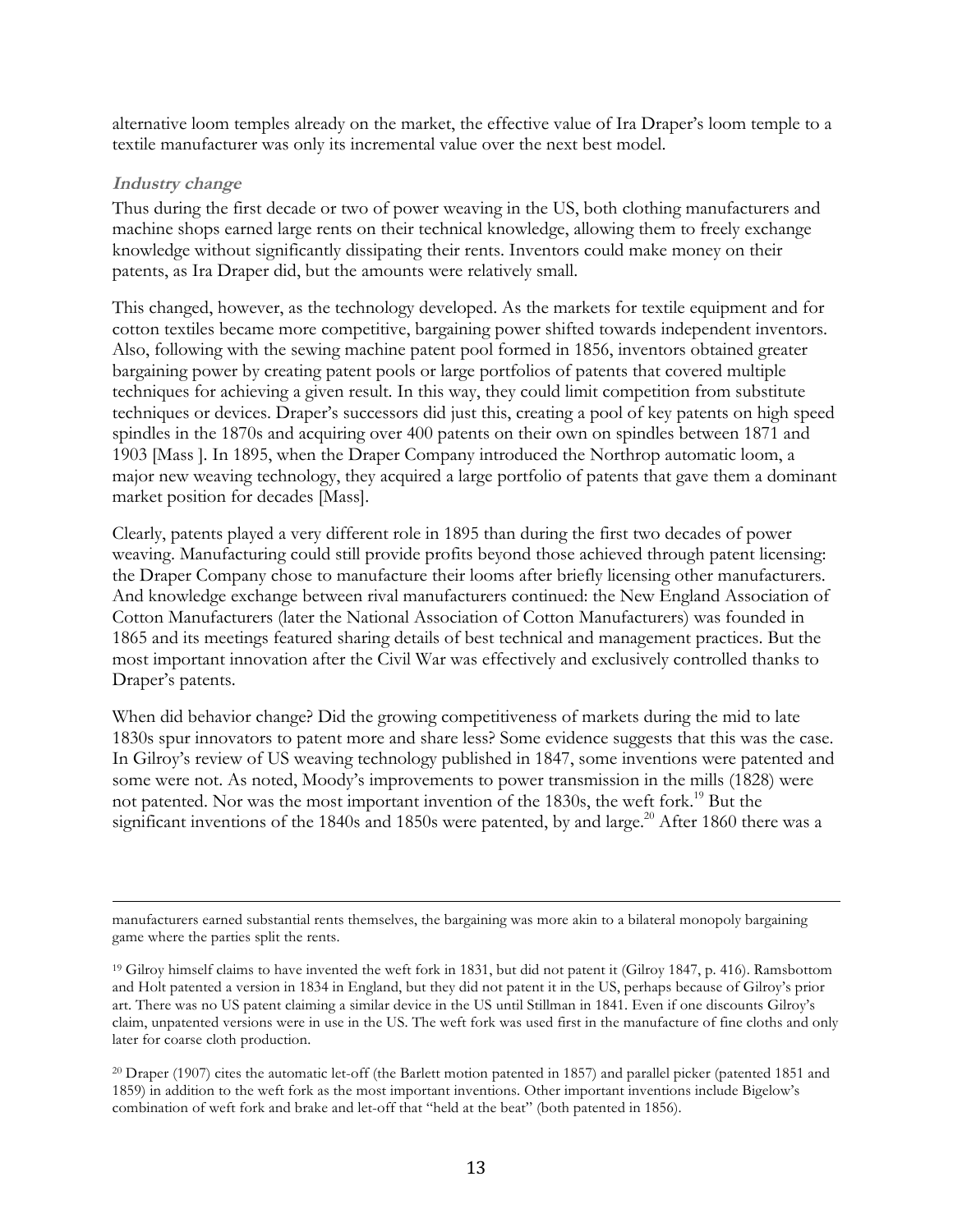alternative loom temples already on the market, the effective value of Ira Draper's loom temple to a textile manufacturer was only its incremental value over the next best model.

### *Industry change*

Thus during the first decade or two of power weaving in the US, both clothing manufacturers and machine shops earned large rents on their technical knowledge, allowing them to freely exchange knowledge without significantly dissipating their rents. Inventors could make money on their patents, as Ira Draper did, but the amounts were relatively small.

This changed, however, as the technology developed. As the markets for textile equipment and for cotton textiles became more competitive, bargaining power shifted towards independent inventors. Also, following with the sewing machine patent pool formed in 1856, inventors obtained greater bargaining power by creating patent pools or large portfolios of patents that covered multiple techniques for achieving a given result. In this way, they could limit competition from substitute techniques or devices. Draper's successors did just this, creating a pool of key patents on high speed spindles in the 1870s and acquiring over 400 patents on their own on spindles between 1871 and 1903 [Mass ]. In 1895, when the Draper Company introduced the Northrop automatic loom, a major new weaving technology, they acquired a large portfolio of patents that gave them a dominant market position for decades [Mass].

Clearly, patents played a very different role in 1895 than during the first two decades of power weaving. Manufacturing could still provide profits beyond those achieved through patent licensing: the Draper Company chose to manufacture their looms after briefly licensing other manufacturers. And knowledge exchange between rival manufacturers continued: the New England Association of Cotton Manufacturers (later the National Association of Cotton Manufacturers) was founded in 1865 and its meetings featured sharing details of best technical and management practices. But the most important innovation after the Civil War was effectively and exclusively controlled thanks to Draper's patents.

When did behavior change? Did the growing competitiveness of markets during the mid to late 1830s spur innovators to patent more and share less? Some evidence suggests that this was the case. In Gilroy's review of US weaving technology published in 1847, some inventions were patented and some were not. As noted, Moody's improvements to power transmission in the mills (1828) were not patented. Nor was the most important invention of the 1830s, the weft fork.[19] But the significant inventions of the 1840s and 1850s were patented, by and large.[20] After 1860 there was a

---

manufacturers earned substantial rents themselves, the bargaining was more akin to a bilateral monopoly bargaining game where the parties split the rents.

[19] Gilroy himself claims to have invented the weft fork in 1831, but did not patent it (Gilroy 1847, p. 416). Ramsbottom and Holt patented a version in 1834 in England, but they did not patent it in the US, perhaps because of Gilroy's prior art. There was no US patent claiming a similar device in the US until Stillman in 1841. Even if one discounts Gilroy's claim, unpatented versions were in use in the US. The weft fork was used first in the manufacture of fine cloths and only later for coarse cloth production.

[20] Draper (1907) cites the automatic let-off (the Barlett motion patented in 1857) and parallel picker (patented 1851 and 1859) in addition to the weft fork as the most important inventions. Other important inventions include Bigelow's combination of weft fork and brake and let-off that "held at the beat" (both patented in 1856).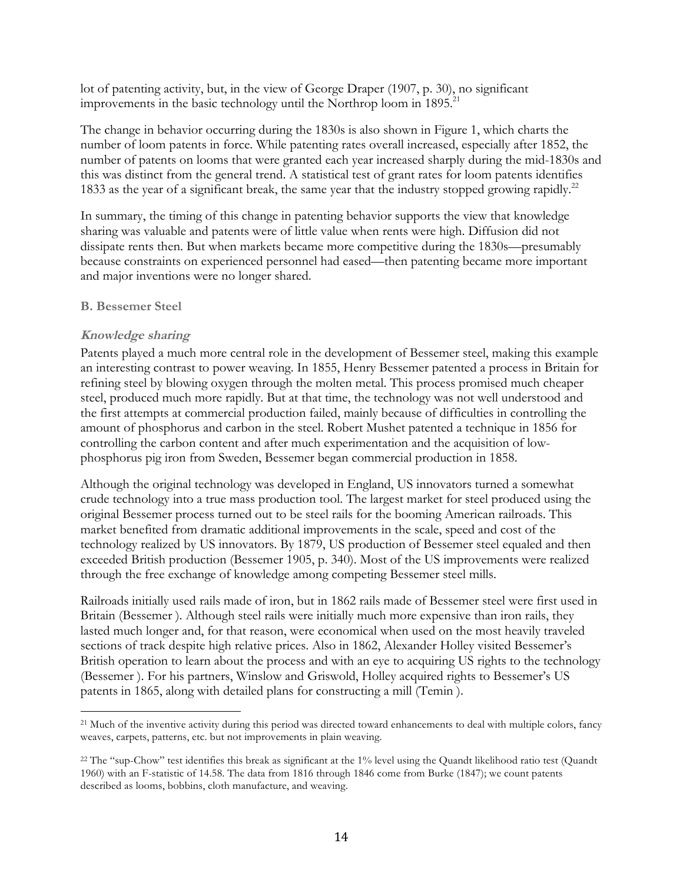lot of patenting activity, but, in the view of George Draper (1907, p. 30), no significant improvements in the basic technology until the Northrop loom in 1895.[21]

The change in behavior occurring during the 1830s is also shown in Figure 1, which charts the number of loom patents in force. While patenting rates overall increased, especially after 1852, the number of patents on looms that were granted each year increased sharply during the mid-1830s and this was distinct from the general trend. A statistical test of grant rates for loom patents identifies 1833 as the year of a significant break, the same year that the industry stopped growing rapidly.[22]

In summary, the timing of this change in patenting behavior supports the view that knowledge sharing was valuable and patents were of little value when rents were high. Diffusion did not dissipate rents then. But when markets became more competitive during the 1830s—presumably because constraints on experienced personnel had eased—then patenting became more important and major inventions were no longer shared.

### B. Bessemer Steel

#### *Knowledge sharing*

Patents played a much more central role in the development of Bessemer steel, making this example an interesting contrast to power weaving. In 1855, Henry Bessemer patented a process in Britain for refining steel by blowing oxygen through the molten metal. This process promised much cheaper steel, produced much more rapidly. But at that time, the technology was not well understood and the first attempts at commercial production failed, mainly because of difficulties in controlling the amount of phosphorus and carbon in the steel. Robert Mushet patented a technique in 1856 for controlling the carbon content and after much experimentation and the acquisition of low-phosphorus pig iron from Sweden, Bessemer began commercial production in 1858.

Although the original technology was developed in England, US innovators turned a somewhat crude technology into a true mass production tool. The largest market for steel produced using the original Bessemer process turned out to be steel rails for the booming American railroads. This market benefited from dramatic additional improvements in the scale, speed and cost of the technology realized by US innovators. By 1879, US production of Bessemer steel equaled and then exceeded British production (Bessemer 1905, p. 340). Most of the US improvements were realized through the free exchange of knowledge among competing Bessemer steel mills.

Railroads initially used rails made of iron, but in 1862 rails made of Bessemer steel were first used in Britain (Bessemer ). Although steel rails were initially much more expensive than iron rails, they lasted much longer and, for that reason, were economical when used on the most heavily traveled sections of track despite high relative prices. Also in 1862, Alexander Holley visited Bessemer's British operation to learn about the process and with an eye to acquiring US rights to the technology (Bessemer ). For his partners, Winslow and Griswold, Holley acquired rights to Bessemer's US patents in 1865, along with detailed plans for constructing a mill (Temin ).

---

[21] Much of the inventive activity during this period was directed toward enhancements to deal with multiple colors, fancy weaves, carpets, patterns, etc. but not improvements in plain weaving.

[22] The "sup-Chow" test identifies this break as significant at the 1% level using the Quandt likelihood ratio test (Quandt 1960) with an F-statistic of 14.58. The data from 1816 through 1846 come from Burke (1847); we count patents described as looms, bobbins, cloth manufacture, and weaving.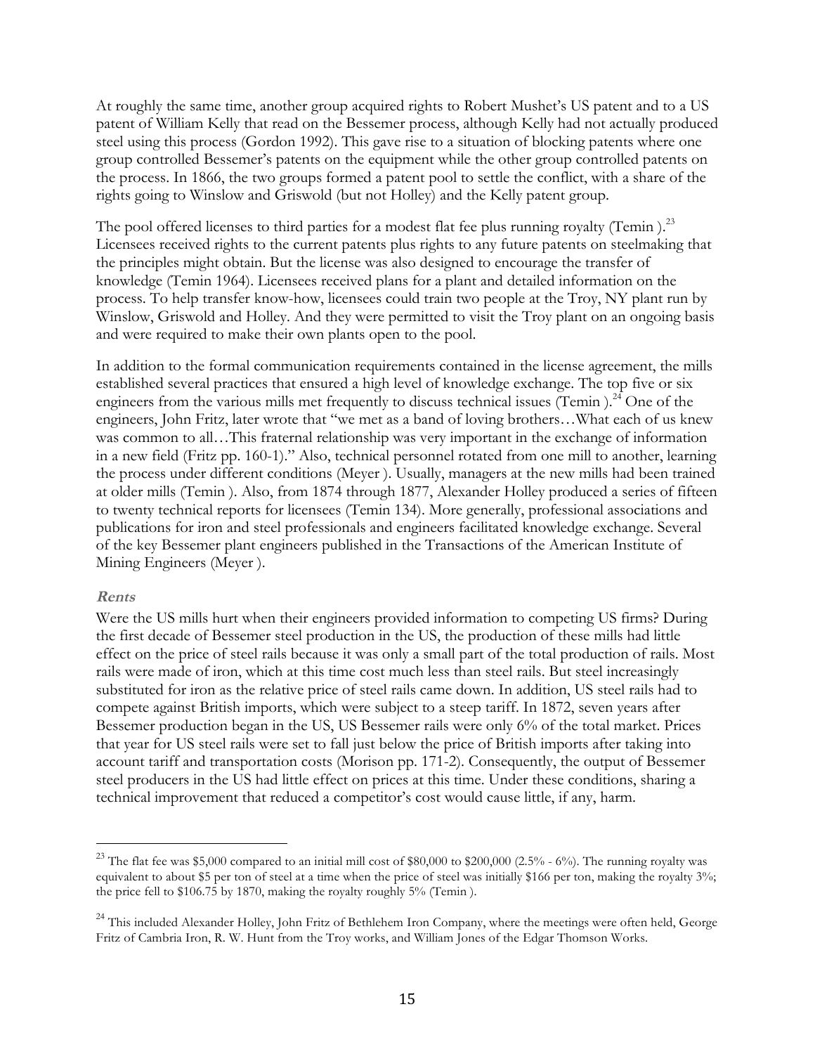At roughly the same time, another group acquired rights to Robert Mushet's US patent and to a US patent of William Kelly that read on the Bessemer process, although Kelly had not actually produced steel using this process (Gordon 1992). This gave rise to a situation of blocking patents where one group controlled Bessemer's patents on the equipment while the other group controlled patents on the process. In 1866, the two groups formed a patent pool to settle the conflict, with a share of the rights going to Winslow and Griswold (but not Holley) and the Kelly patent group.

The pool offered licenses to third parties for a modest flat fee plus running royalty (Temin ).[23] Licensees received rights to the current patents plus rights to any future patents on steelmaking that the principles might obtain. But the license was also designed to encourage the transfer of knowledge (Temin 1964). Licensees received plans for a plant and detailed information on the process. To help transfer know-how, licensees could train two people at the Troy, NY plant run by Winslow, Griswold and Holley. And they were permitted to visit the Troy plant on an ongoing basis and were required to make their own plants open to the pool.

In addition to the formal communication requirements contained in the license agreement, the mills established several practices that ensured a high level of knowledge exchange. The top five or six engineers from the various mills met frequently to discuss technical issues (Temin ).[24] One of the engineers, John Fritz, later wrote that "we met as a band of loving brothers…What each of us knew was common to all…This fraternal relationship was very important in the exchange of information in a new field (Fritz pp. 160-1)." Also, technical personnel rotated from one mill to another, learning the process under different conditions (Meyer ). Usually, managers at the new mills had been trained at older mills (Temin ). Also, from 1874 through 1877, Alexander Holley produced a series of fifteen to twenty technical reports for licensees (Temin 134). More generally, professional associations and publications for iron and steel professionals and engineers facilitated knowledge exchange. Several of the key Bessemer plant engineers published in the Transactions of the American Institute of Mining Engineers (Meyer ).

### *Rents*

Were the US mills hurt when their engineers provided information to competing US firms? During the first decade of Bessemer steel production in the US, the production of these mills had little effect on the price of steel rails because it was only a small part of the total production of rails. Most rails were made of iron, which at this time cost much less than steel rails. But steel increasingly substituted for iron as the relative price of steel rails came down. In addition, US steel rails had to compete against British imports, which were subject to a steep tariff. In 1872, seven years after Bessemer production began in the US, US Bessemer rails were only 6% of the total market. Prices that year for US steel rails were set to fall just below the price of British imports after taking into account tariff and transportation costs (Morison pp. 171-2). Consequently, the output of Bessemer steel producers in the US had little effect on prices at this time. Under these conditions, sharing a technical improvement that reduced a competitor's cost would cause little, if any, harm.

---

[23] The flat fee was $5,000 compared to an initial mill cost of $80,000 to $200,000 (2.5% - 6%). The running royalty was equivalent to about $5 per ton of steel at a time when the price of steel was initially $166 per ton, making the royalty 3%; the price fell to $106.75 by 1870, making the royalty roughly 5% (Temin ).

[24] This included Alexander Holley, John Fritz of Bethlehem Iron Company, where the meetings were often held, George Fritz of Cambria Iron, R. W. Hunt from the Troy works, and William Jones of the Edgar Thomson Works.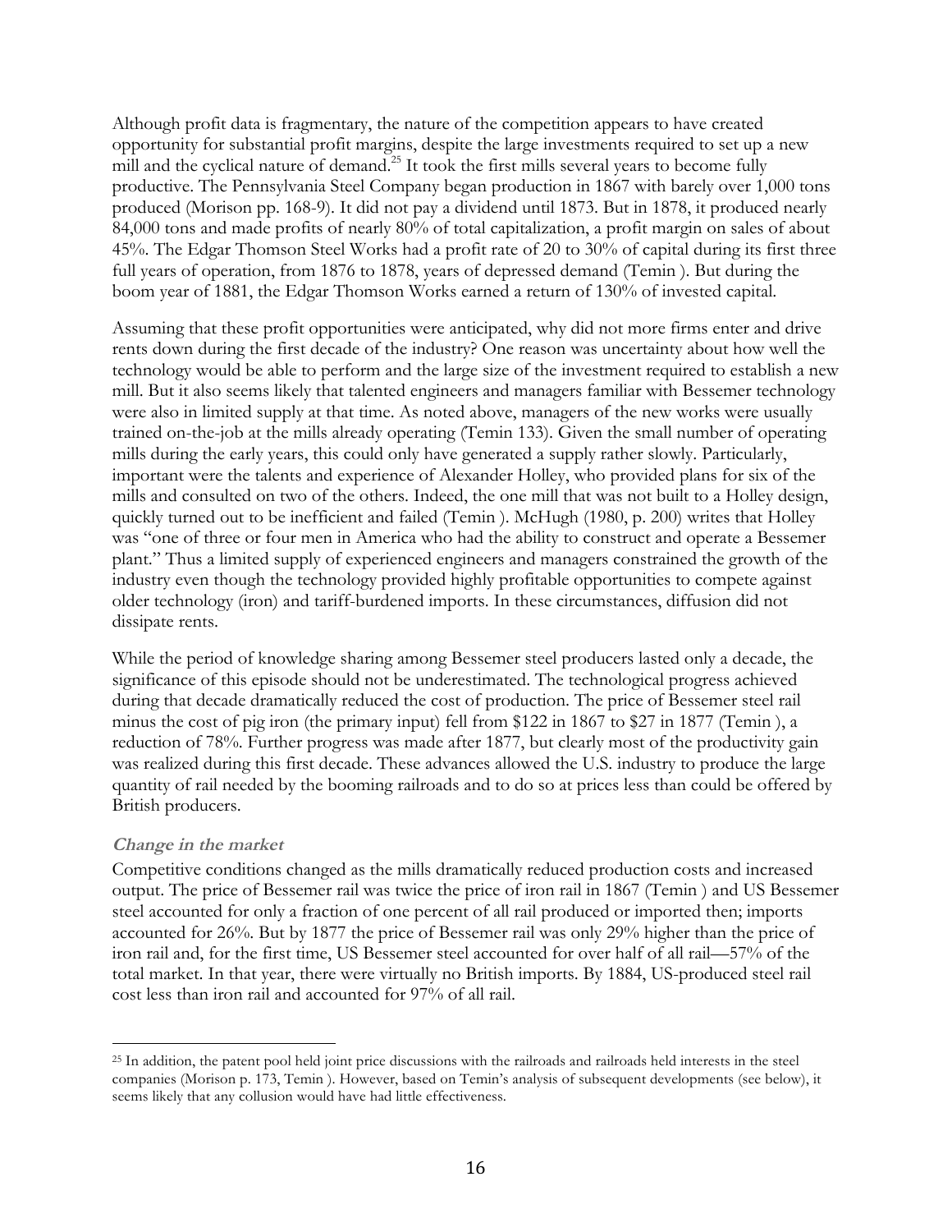Although profit data is fragmentary, the nature of the competition appears to have created opportunity for substantial profit margins, despite the large investments required to set up a new mill and the cyclical nature of demand.[25] It took the first mills several years to become fully productive. The Pennsylvania Steel Company began production in 1867 with barely over 1,000 tons produced (Morison pp. 168-9). It did not pay a dividend until 1873. But in 1878, it produced nearly 84,000 tons and made profits of nearly 80% of total capitalization, a profit margin on sales of about 45%. The Edgar Thomson Steel Works had a profit rate of 20 to 30% of capital during its first three full years of operation, from 1876 to 1878, years of depressed demand (Temin ). But during the boom year of 1881, the Edgar Thomson Works earned a return of 130% of invested capital.

Assuming that these profit opportunities were anticipated, why did not more firms enter and drive rents down during the first decade of the industry? One reason was uncertainty about how well the technology would be able to perform and the large size of the investment required to establish a new mill. But it also seems likely that talented engineers and managers familiar with Bessemer technology were also in limited supply at that time. As noted above, managers of the new works were usually trained on-the-job at the mills already operating (Temin 133). Given the small number of operating mills during the early years, this could only have generated a supply rather slowly. Particularly, important were the talents and experience of Alexander Holley, who provided plans for six of the mills and consulted on two of the others. Indeed, the one mill that was not built to a Holley design, quickly turned out to be inefficient and failed (Temin ). McHugh (1980, p. 200) writes that Holley was "one of three or four men in America who had the ability to construct and operate a Bessemer plant." Thus a limited supply of experienced engineers and managers constrained the growth of the industry even though the technology provided highly profitable opportunities to compete against older technology (iron) and tariff-burdened imports. In these circumstances, diffusion did not dissipate rents.

While the period of knowledge sharing among Bessemer steel producers lasted only a decade, the significance of this episode should not be underestimated. The technological progress achieved during that decade dramatically reduced the cost of production. The price of Bessemer steel rail minus the cost of pig iron (the primary input) fell from $122 in 1867 to $27 in 1877 (Temin ), a reduction of 78%. Further progress was made after 1877, but clearly most of the productivity gain was realized during this first decade. These advances allowed the U.S. industry to produce the large quantity of rail needed by the booming railroads and to do so at prices less than could be offered by British producers.

### *Change in the market*

Competitive conditions changed as the mills dramatically reduced production costs and increased output. The price of Bessemer rail was twice the price of iron rail in 1867 (Temin ) and US Bessemer steel accounted for only a fraction of one percent of all rail produced or imported then; imports accounted for 26%. But by 1877 the price of Bessemer rail was only 29% higher than the price of iron rail and, for the first time, US Bessemer steel accounted for over half of all rail—57% of the total market. In that year, there were virtually no British imports. By 1884, US-produced steel rail cost less than iron rail and accounted for 97% of all rail.

---

[25] In addition, the patent pool held joint price discussions with the railroads and railroads held interests in the steel companies (Morison p. 173, Temin ). However, based on Temin's analysis of subsequent developments (see below), it seems likely that any collusion would have had little effectiveness.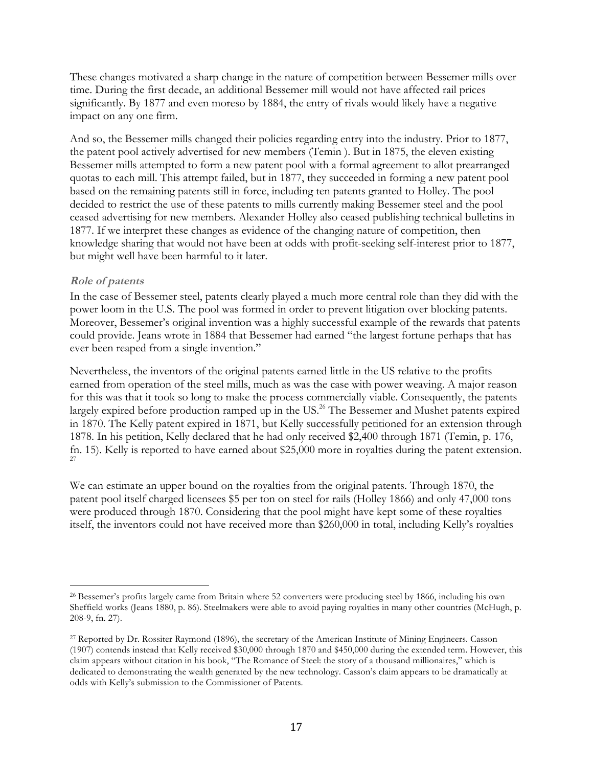These changes motivated a sharp change in the nature of competition between Bessemer mills over time. During the first decade, an additional Bessemer mill would not have affected rail prices significantly. By 1877 and even moreso by 1884, the entry of rivals would likely have a negative impact on any one firm.

And so, the Bessemer mills changed their policies regarding entry into the industry. Prior to 1877, the patent pool actively advertised for new members (Temin ). But in 1875, the eleven existing Bessemer mills attempted to form a new patent pool with a formal agreement to allot prearranged quotas to each mill. This attempt failed, but in 1877, they succeeded in forming a new patent pool based on the remaining patents still in force, including ten patents granted to Holley. The pool decided to restrict the use of these patents to mills currently making Bessemer steel and the pool ceased advertising for new members. Alexander Holley also ceased publishing technical bulletins in 1877. If we interpret these changes as evidence of the changing nature of competition, then knowledge sharing that would not have been at odds with profit-seeking self-interest prior to 1877, but might well have been harmful to it later.

### *Role of patents*

In the case of Bessemer steel, patents clearly played a much more central role than they did with the power loom in the U.S. The pool was formed in order to prevent litigation over blocking patents. Moreover, Bessemer's original invention was a highly successful example of the rewards that patents could provide. Jeans wrote in 1884 that Bessemer had earned "the largest fortune perhaps that has ever been reaped from a single invention."

Nevertheless, the inventors of the original patents earned little in the US relative to the profits earned from operation of the steel mills, much as was the case with power weaving. A major reason for this was that it took so long to make the process commercially viable. Consequently, the patents largely expired before production ramped up in the US.[26] The Bessemer and Mushet patents expired in 1870. The Kelly patent expired in 1871, but Kelly successfully petitioned for an extension through 1878. In his petition, Kelly declared that he had only received $2,400 through 1871 (Temin, p. 176, fn. 15). Kelly is reported to have earned about $25,000 more in royalties during the patent extension.[27]

We can estimate an upper bound on the royalties from the original patents. Through 1870, the patent pool itself charged licensees $5 per ton on steel for rails (Holley 1866) and only 47,000 tons were produced through 1870. Considering that the pool might have kept some of these royalties itself, the inventors could not have received more than $260,000 in total, including Kelly's royalties

---

[26] Bessemer's profits largely came from Britain where 52 converters were producing steel by 1866, including his own Sheffield works (Jeans 1880, p. 86). Steelmakers were able to avoid paying royalties in many other countries (McHugh, p. 208-9, fn. 27).

[27] Reported by Dr. Rossiter Raymond (1896), the secretary of the American Institute of Mining Engineers. Casson (1907) contends instead that Kelly received $30,000 through 1870 and $450,000 during the extended term. However, this claim appears without citation in his book, "The Romance of Steel: the story of a thousand millionaires," which is dedicated to demonstrating the wealth generated by the new technology. Casson's claim appears to be dramatically at odds with Kelly's submission to the Commissioner of Patents.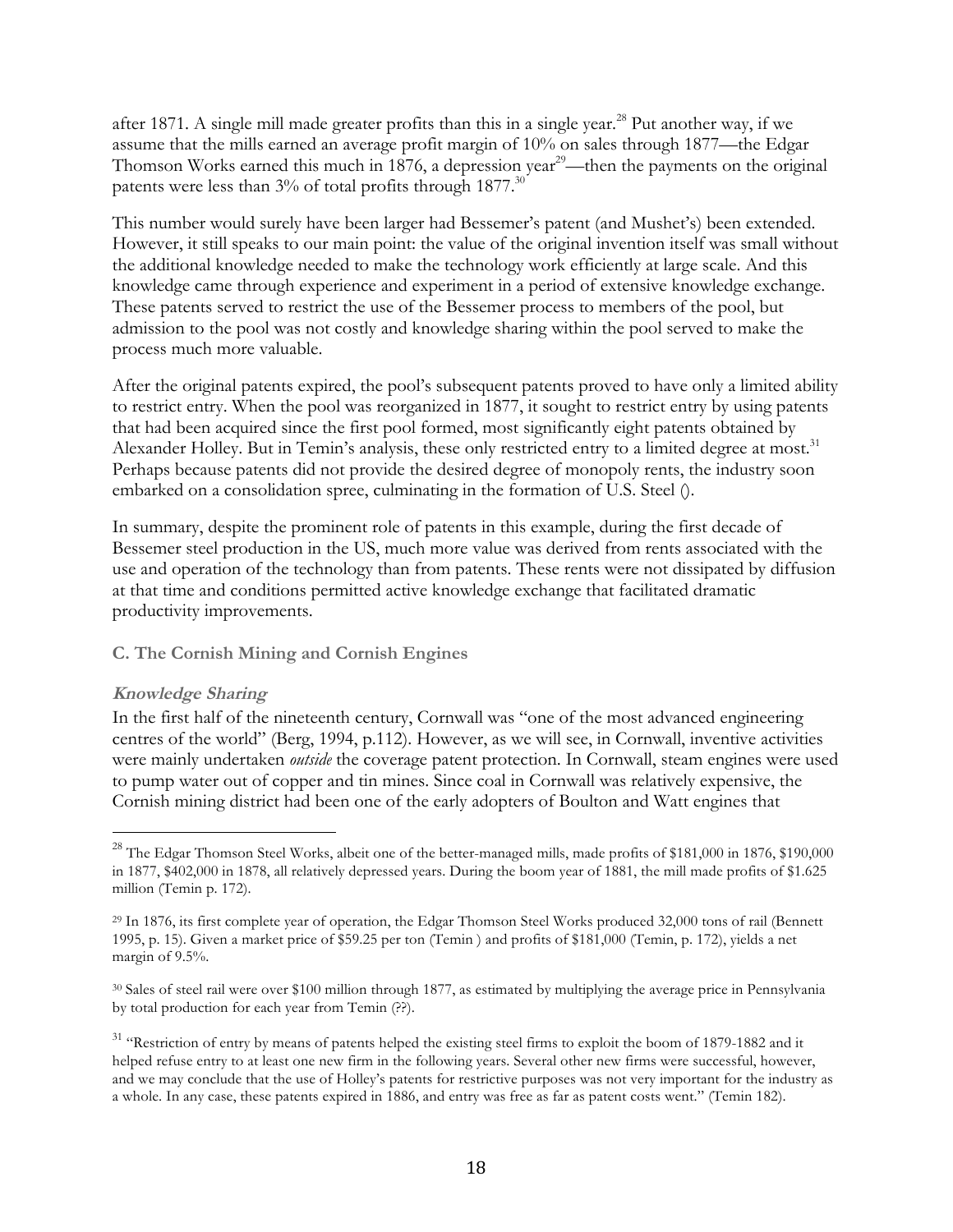after 1871. A single mill made greater profits than this in a single year.[28] Put another way, if we assume that the mills earned an average profit margin of 10% on sales through 1877—the Edgar Thomson Works earned this much in 1876, a depression year[29]—then the payments on the original patents were less than 3% of total profits through 1877.[30]

This number would surely have been larger had Bessemer's patent (and Mushet's) been extended. However, it still speaks to our main point: the value of the original invention itself was small without the additional knowledge needed to make the technology work efficiently at large scale. And this knowledge came through experience and experiment in a period of extensive knowledge exchange. These patents served to restrict the use of the Bessemer process to members of the pool, but admission to the pool was not costly and knowledge sharing within the pool served to make the process much more valuable.

After the original patents expired, the pool's subsequent patents proved to have only a limited ability to restrict entry. When the pool was reorganized in 1877, it sought to restrict entry by using patents that had been acquired since the first pool formed, most significantly eight patents obtained by Alexander Holley. But in Temin's analysis, these only restricted entry to a limited degree at most.[31] Perhaps because patents did not provide the desired degree of monopoly rents, the industry soon embarked on a consolidation spree, culminating in the formation of U.S. Steel ().

In summary, despite the prominent role of patents in this example, during the first decade of Bessemer steel production in the US, much more value was derived from rents associated with the use and operation of the technology than from patents. These rents were not dissipated by diffusion at that time and conditions permitted active knowledge exchange that facilitated dramatic productivity improvements.

### C. The Cornish Mining and Cornish Engines

#### *Knowledge Sharing*

In the first half of the nineteenth century, Cornwall was "one of the most advanced engineering centres of the world" (Berg, 1994, p.112). However, as we will see, in Cornwall, inventive activities were mainly undertaken *outside* the coverage patent protection. In Cornwall, steam engines were used to pump water out of copper and tin mines. Since coal in Cornwall was relatively expensive, the Cornish mining district had been one of the early adopters of Boulton and Watt engines that

---

[28] The Edgar Thomson Steel Works, albeit one of the better-managed mills, made profits of $181,000 in 1876, $190,000 in 1877, $402,000 in 1878, all relatively depressed years. During the boom year of 1881, the mill made profits of $1.625 million (Temin p. 172).

[29] In 1876, its first complete year of operation, the Edgar Thomson Steel Works produced 32,000 tons of rail (Bennett 1995, p. 15). Given a market price of $59.25 per ton (Temin ) and profits of $181,000 (Temin, p. 172), yields a net margin of 9.5%.

[30] Sales of steel rail were over $100 million through 1877, as estimated by multiplying the average price in Pennsylvania by total production for each year from Temin (??).

[31] "Restriction of entry by means of patents helped the existing steel firms to exploit the boom of 1879-1882 and it helped refuse entry to at least one new firm in the following years. Several other new firms were successful, however, and we may conclude that the use of Holley's patents for restrictive purposes was not very important for the industry as a whole. In any case, these patents expired in 1886, and entry was free as far as patent costs went." (Temin 182).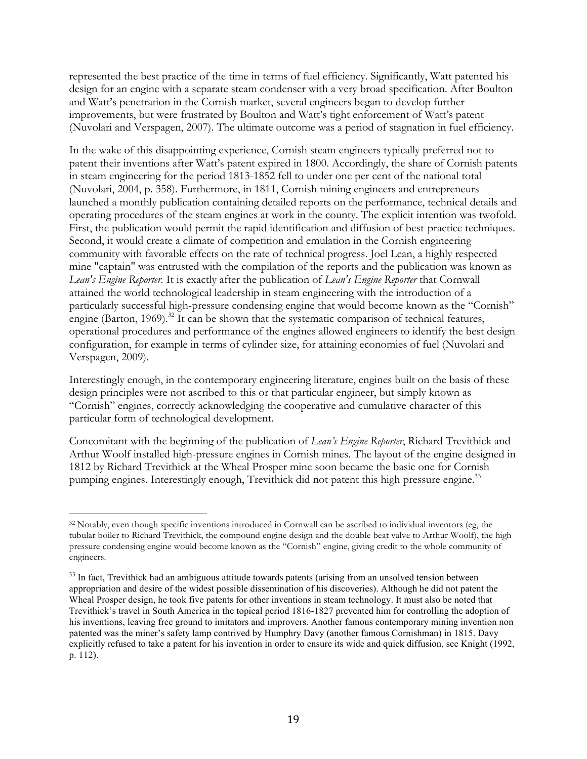represented the best practice of the time in terms of fuel efficiency. Significantly, Watt patented his design for an engine with a separate steam condenser with a very broad specification. After Boulton and Watt's penetration in the Cornish market, several engineers began to develop further improvements, but were frustrated by Boulton and Watt's tight enforcement of Watt's patent (Nuvolari and Verspagen, 2007). The ultimate outcome was a period of stagnation in fuel efficiency.

In the wake of this disappointing experience, Cornish steam engineers typically preferred not to patent their inventions after Watt's patent expired in 1800. Accordingly, the share of Cornish patents in steam engineering for the period 1813-1852 fell to under one per cent of the national total (Nuvolari, 2004, p. 358). Furthermore, in 1811, Cornish mining engineers and entrepreneurs launched a monthly publication containing detailed reports on the performance, technical details and operating procedures of the steam engines at work in the county. The explicit intention was twofold. First, the publication would permit the rapid identification and diffusion of best-practice techniques. Second, it would create a climate of competition and emulation in the Cornish engineering community with favorable effects on the rate of technical progress. Joel Lean, a highly respected mine "captain" was entrusted with the compilation of the reports and the publication was known as *Lean's Engine Reporter*. It is exactly after the publication of *Lean's Engine Reporter* that Cornwall attained the world technological leadership in steam engineering with the introduction of a particularly successful high-pressure condensing engine that would become known as the "Cornish" engine (Barton, 1969).[32] It can be shown that the systematic comparison of technical features, operational procedures and performance of the engines allowed engineers to identify the best design configuration, for example in terms of cylinder size, for attaining economies of fuel (Nuvolari and Verspagen, 2009).

Interestingly enough, in the contemporary engineering literature, engines built on the basis of these design principles were not ascribed to this or that particular engineer, but simply known as "Cornish" engines, correctly acknowledging the cooperative and cumulative character of this particular form of technological development.

Concomitant with the beginning of the publication of *Lean's Engine Reporter*, Richard Trevithick and Arthur Woolf installed high-pressure engines in Cornish mines. The layout of the engine designed in 1812 by Richard Trevithick at the Wheal Prosper mine soon became the basic one for Cornish pumping engines. Interestingly enough, Trevithick did not patent this high pressure engine.[33]

---

[32] Notably, even though specific inventions introduced in Cornwall can be ascribed to individual inventors (eg, the tubular boiler to Richard Trevithick, the compound engine design and the double beat valve to Arthur Woolf), the high pressure condensing engine would become known as the "Cornish" engine, giving credit to the whole community of engineers.

[33] In fact, Trevithick had an ambiguous attitude towards patents (arising from an unsolved tension between appropriation and desire of the widest possible dissemination of his discoveries). Although he did not patent the Wheal Prosper design, he took five patents for other inventions in steam technology. It must also be noted that Trevithick's travel in South America in the topical period 1816-1827 prevented him for controlling the adoption of his inventions, leaving free ground to imitators and improvers. Another famous contemporary mining invention non patented was the miner's safety lamp contrived by Humphry Davy (another famous Cornishman) in 1815. Davy explicitly refused to take a patent for his invention in order to ensure its wide and quick diffusion, see Knight (1992, p. 112).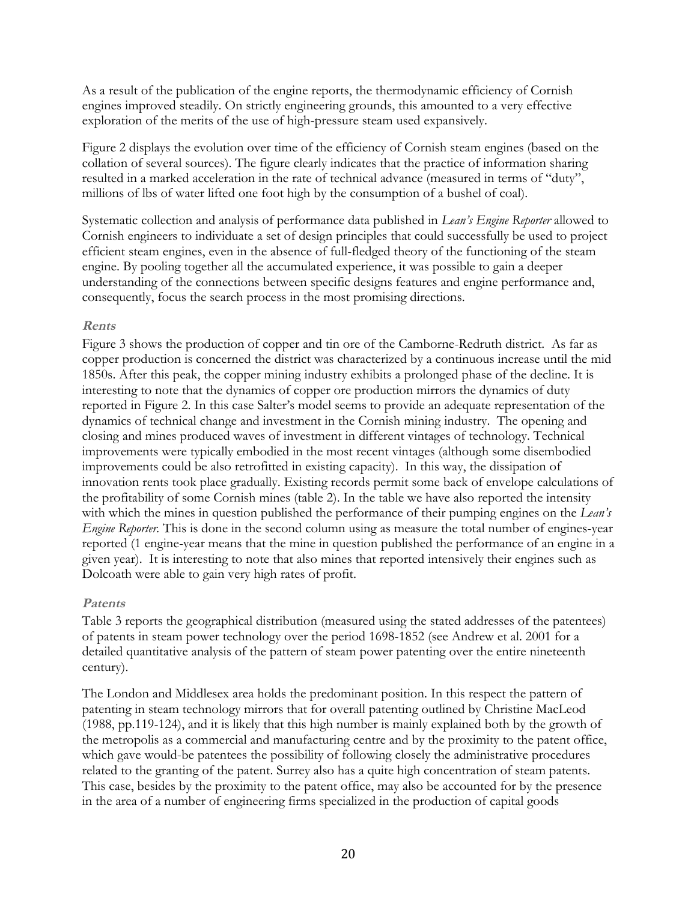As a result of the publication of the engine reports, the thermodynamic efficiency of Cornish engines improved steadily. On strictly engineering grounds, this amounted to a very effective exploration of the merits of the use of high-pressure steam used expansively.

Figure 2 displays the evolution over time of the efficiency of Cornish steam engines (based on the collation of several sources). The figure clearly indicates that the practice of information sharing resulted in a marked acceleration in the rate of technical advance (measured in terms of "duty", millions of lbs of water lifted one foot high by the consumption of a bushel of coal).

Systematic collection and analysis of performance data published in *Lean's Engine Reporter* allowed to Cornish engineers to individuate a set of design principles that could successfully be used to project efficient steam engines, even in the absence of full-fledged theory of the functioning of the steam engine. By pooling together all the accumulated experience, it was possible to gain a deeper understanding of the connections between specific designs features and engine performance and, consequently, focus the search process in the most promising directions.

### *Rents*

Figure 3 shows the production of copper and tin ore of the Camborne-Redruth district. As far as copper production is concerned the district was characterized by a continuous increase until the mid 1850s. After this peak, the copper mining industry exhibits a prolonged phase of the decline. It is interesting to note that the dynamics of copper ore production mirrors the dynamics of duty reported in Figure 2. In this case Salter's model seems to provide an adequate representation of the dynamics of technical change and investment in the Cornish mining industry. The opening and closing and mines produced waves of investment in different vintages of technology. Technical improvements were typically embodied in the most recent vintages (although some disembodied improvements could be also retrofitted in existing capacity). In this way, the dissipation of innovation rents took place gradually. Existing records permit some back of envelope calculations of the profitability of some Cornish mines (table 2). In the table we have also reported the intensity with which the mines in question published the performance of their pumping engines on the *Lean's Engine Reporter*. This is done in the second column using as measure the total number of engines-year reported (1 engine-year means that the mine in question published the performance of an engine in a given year). It is interesting to note that also mines that reported intensively their engines such as Dolcoath were able to gain very high rates of profit.

### *Patents*

Table 3 reports the geographical distribution (measured using the stated addresses of the patentees) of patents in steam power technology over the period 1698-1852 (see Andrew et al. 2001 for a detailed quantitative analysis of the pattern of steam power patenting over the entire nineteenth century).

The London and Middlesex area holds the predominant position. In this respect the pattern of patenting in steam technology mirrors that for overall patenting outlined by Christine MacLeod (1988, pp.119-124), and it is likely that this high number is mainly explained both by the growth of the metropolis as a commercial and manufacturing centre and by the proximity to the patent office, which gave would-be patentees the possibility of following closely the administrative procedures related to the granting of the patent. Surrey also has a quite high concentration of steam patents. This case, besides by the proximity to the patent office, may also be accounted for by the presence in the area of a number of engineering firms specialized in the production of capital goods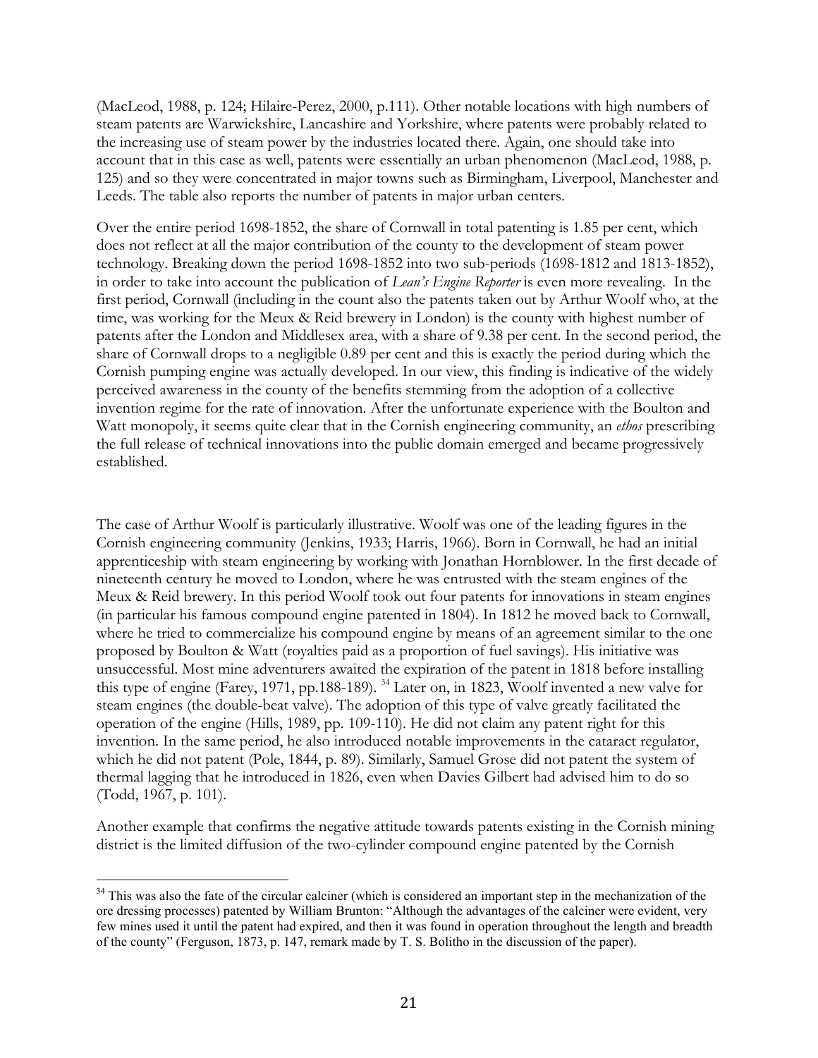(MacLeod, 1988, p. 124; Hilaire-Perez, 2000, p.111). Other notable locations with high numbers of steam patents are Warwickshire, Lancashire and Yorkshire, where patents were probably related to the increasing use of steam power by the industries located there. Again, one should take into account that in this case as well, patents were essentially an urban phenomenon (MacLeod, 1988, p. 125) and so they were concentrated in major towns such as Birmingham, Liverpool, Manchester and Leeds. The table also reports the number of patents in major urban centers.

Over the entire period 1698-1852, the share of Cornwall in total patenting is 1.85 per cent, which does not reflect at all the major contribution of the county to the development of steam power technology. Breaking down the period 1698-1852 into two sub-periods (1698-1812 and 1813-1852), in order to take into account the publication of *Lean's Engine Reporter* is even more revealing. In the first period, Cornwall (including in the count also the patents taken out by Arthur Woolf who, at the time, was working for the Meux & Reid brewery in London) is the county with highest number of patents after the London and Middlesex area, with a share of 9.38 per cent. In the second period, the share of Cornwall drops to a negligible 0.89 per cent and this is exactly the period during which the Cornish pumping engine was actually developed. In our view, this finding is indicative of the widely perceived awareness in the county of the benefits stemming from the adoption of a collective invention regime for the rate of innovation. After the unfortunate experience with the Boulton and Watt monopoly, it seems quite clear that in the Cornish engineering community, an *ethos* prescribing the full release of technical innovations into the public domain emerged and became progressively established.

The case of Arthur Woolf is particularly illustrative. Woolf was one of the leading figures in the Cornish engineering community (Jenkins, 1933; Harris, 1966). Born in Cornwall, he had an initial apprenticeship with steam engineering by working with Jonathan Hornblower. In the first decade of nineteenth century he moved to London, where he was entrusted with the steam engines of the Meux & Reid brewery. In this period Woolf took out four patents for innovations in steam engines (in particular his famous compound engine patented in 1804). In 1812 he moved back to Cornwall, where he tried to commercialize his compound engine by means of an agreement similar to the one proposed by Boulton & Watt (royalties paid as a proportion of fuel savings). His initiative was unsuccessful. Most mine adventurers awaited the expiration of the patent in 1818 before installing this type of engine (Farey, 1971, pp.188-189). [34] Later on, in 1823, Woolf invented a new valve for steam engines (the double-beat valve). The adoption of this type of valve greatly facilitated the operation of the engine (Hills, 1989, pp. 109-110). He did not claim any patent right for this invention. In the same period, he also introduced notable improvements in the cataract regulator, which he did not patent (Pole, 1844, p. 89). Similarly, Samuel Grose did not patent the system of thermal lagging that he introduced in 1826, even when Davies Gilbert had advised him to do so (Todd, 1967, p. 101).

Another example that confirms the negative attitude towards patents existing in the Cornish mining district is the limited diffusion of the two-cylinder compound engine patented by the Cornish

[34] This was also the fate of the circular calciner (which is considered an important step in the mechanization of the ore dressing processes) patented by William Brunton: "Although the advantages of the calciner were evident, very few mines used it until the patent had expired, and then it was found in operation throughout the length and breadth of the county" (Ferguson, 1873, p. 147, remark made by T. S. Bolitho in the discussion of the paper).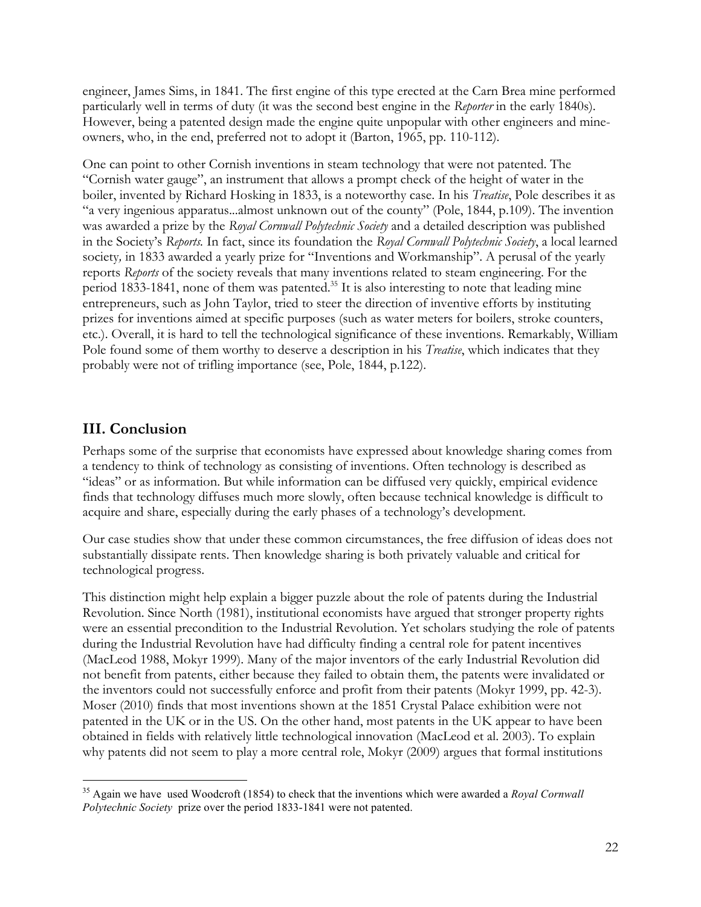engineer, James Sims, in 1841. The first engine of this type erected at the Carn Brea mine performed particularly well in terms of duty (it was the second best engine in the *Reporter* in the early 1840s). However, being a patented design made the engine quite unpopular with other engineers and mine-owners, who, in the end, preferred not to adopt it (Barton, 1965, pp. 110-112).

One can point to other Cornish inventions in steam technology that were not patented. The "Cornish water gauge", an instrument that allows a prompt check of the height of water in the boiler, invented by Richard Hosking in 1833, is a noteworthy case. In his *Treatise*, Pole describes it as "a very ingenious apparatus...almost unknown out of the county" (Pole, 1844, p.109). The invention was awarded a prize by the *Royal Cornwall Polytechnic Society* and a detailed description was published in the Society's *Reports*. In fact, since its foundation the *Royal Cornwall Polytechnic Society*, a local learned society, in 1833 awarded a yearly prize for "Inventions and Workmanship". A perusal of the yearly reports *Reports* of the society reveals that many inventions related to steam engineering. For the period 1833-1841, none of them was patented.[35] It is also interesting to note that leading mine entrepreneurs, such as John Taylor, tried to steer the direction of inventive efforts by instituting prizes for inventions aimed at specific purposes (such as water meters for boilers, stroke counters, etc.). Overall, it is hard to tell the technological significance of these inventions. Remarkably, William Pole found some of them worthy to deserve a description in his *Treatise*, which indicates that they probably were not of trifling importance (see, Pole, 1844, p.122).

## III. Conclusion

Perhaps some of the surprise that economists have expressed about knowledge sharing comes from a tendency to think of technology as consisting of inventions. Often technology is described as "ideas" or as information. But while information can be diffused very quickly, empirical evidence finds that technology diffuses much more slowly, often because technical knowledge is difficult to acquire and share, especially during the early phases of a technology's development.

Our case studies show that under these common circumstances, the free diffusion of ideas does not substantially dissipate rents. Then knowledge sharing is both privately valuable and critical for technological progress.

This distinction might help explain a bigger puzzle about the role of patents during the Industrial Revolution. Since North (1981), institutional economists have argued that stronger property rights were an essential precondition to the Industrial Revolution. Yet scholars studying the role of patents during the Industrial Revolution have had difficulty finding a central role for patent incentives (MacLeod 1988, Mokyr 1999). Many of the major inventors of the early Industrial Revolution did not benefit from patents, either because they failed to obtain them, the patents were invalidated or the inventors could not successfully enforce and profit from their patents (Mokyr 1999, pp. 42-3). Moser (2010) finds that most inventions shown at the 1851 Crystal Palace exhibition were not patented in the UK or in the US. On the other hand, most patents in the UK appear to have been obtained in fields with relatively little technological innovation (MacLeod et al. 2003). To explain why patents did not seem to play a more central role, Mokyr (2009) argues that formal institutions

---

[35] Again we have used Woodcroft (1854) to check that the inventions which were awarded a *Royal Cornwall Polytechnic Society* prize over the period 1833-1841 were not patented.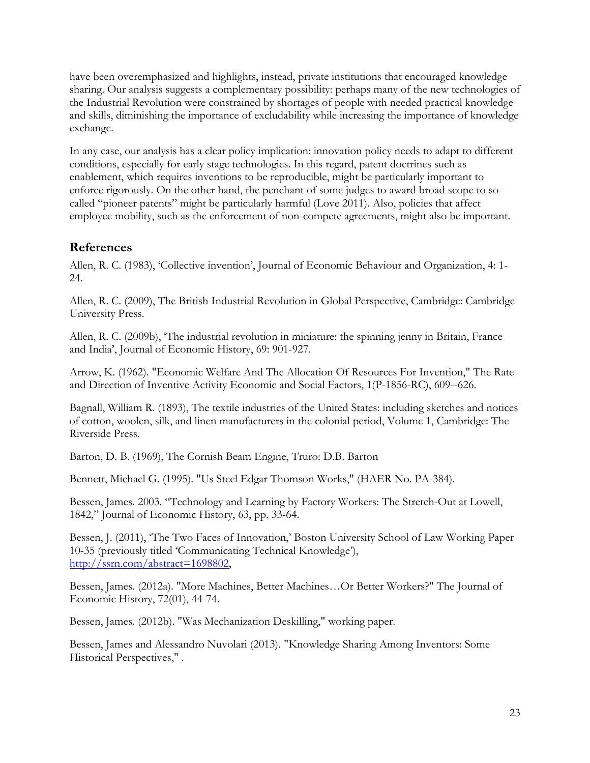have been overemphasized and highlights, instead, private institutions that encouraged knowledge sharing. Our analysis suggests a complementary possibility: perhaps many of the new technologies of the Industrial Revolution were constrained by shortages of people with needed practical knowledge and skills, diminishing the importance of excludability while increasing the importance of knowledge exchange.

In any case, our analysis has a clear policy implication: innovation policy needs to adapt to different conditions, especially for early stage technologies. In this regard, patent doctrines such as enablement, which requires inventions to be reproducible, might be particularly important to enforce rigorously. On the other hand, the penchant of some judges to award broad scope to so-called "pioneer patents" might be particularly harmful (Love 2011). Also, policies that affect employee mobility, such as the enforcement of non-compete agreements, might also be important.

## References

Allen, R. C. (1983), 'Collective invention', Journal of Economic Behaviour and Organization, 4: 1-24.

Allen, R. C. (2009), The British Industrial Revolution in Global Perspective, Cambridge: Cambridge University Press.

Allen, R. C. (2009b), 'The industrial revolution in miniature: the spinning jenny in Britain, France and India', Journal of Economic History, 69: 901-927.

Arrow, K. (1962). "Economic Welfare And The Allocation Of Resources For Invention," The Rate and Direction of Inventive Activity Economic and Social Factors, 1(P-1856-RC), 609--626.

Bagnall, William R. (1893), The textile industries of the United States: including sketches and notices of cotton, woolen, silk, and linen manufacturers in the colonial period, Volume 1, Cambridge: The Riverside Press.

Barton, D. B. (1969), The Cornish Beam Engine, Truro: D.B. Barton

Bennett, Michael G. (1995). "Us Steel Edgar Thomson Works," (HAER No. PA-384).

Bessen, James. 2003. "Technology and Learning by Factory Workers: The Stretch-Out at Lowell, 1842," Journal of Economic History, 63, pp. 33-64.

Bessen, J. (2011), 'The Two Faces of Innovation,' Boston University School of Law Working Paper 10-35 (previously titled 'Communicating Technical Knowledge'), http://ssrn.com/abstract=1698802,

Bessen, James. (2012a). "More Machines, Better Machines…Or Better Workers?" The Journal of Economic History, 72(01), 44-74.

Bessen, James. (2012b). "Was Mechanization Deskilling," working paper.

Bessen, James and Alessandro Nuvolari (2013). "Knowledge Sharing Among Inventors: Some Historical Perspectives," .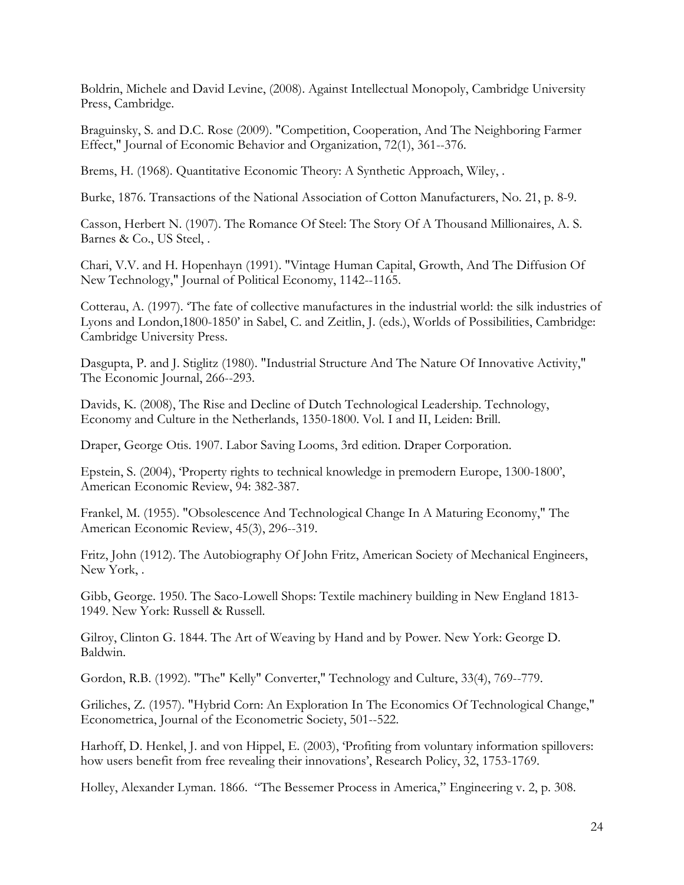Boldrin, Michele and David Levine, (2008). Against Intellectual Monopoly, Cambridge University Press, Cambridge.

Braguinsky, S. and D.C. Rose (2009). "Competition, Cooperation, And The Neighboring Farmer Effect," Journal of Economic Behavior and Organization, 72(1), 361--376.

Brems, H. (1968). Quantitative Economic Theory: A Synthetic Approach, Wiley, .

Burke, 1876. Transactions of the National Association of Cotton Manufacturers, No. 21, p. 8-9.

Casson, Herbert N. (1907). The Romance Of Steel: The Story Of A Thousand Millionaires, A. S. Barnes & Co., US Steel, .

Chari, V.V. and H. Hopenhayn (1991). "Vintage Human Capital, Growth, And The Diffusion Of New Technology," Journal of Political Economy, 1142--1165.

Cotterau, A. (1997). 'The fate of collective manufactures in the industrial world: the silk industries of Lyons and London,1800-1850' in Sabel, C. and Zeitlin, J. (eds.), Worlds of Possibilities, Cambridge: Cambridge University Press.

Dasgupta, P. and J. Stiglitz (1980). "Industrial Structure And The Nature Of Innovative Activity," The Economic Journal, 266--293.

Davids, K. (2008), The Rise and Decline of Dutch Technological Leadership. Technology, Economy and Culture in the Netherlands, 1350-1800. Vol. I and II, Leiden: Brill.

Draper, George Otis. 1907. Labor Saving Looms, 3rd edition. Draper Corporation.

Epstein, S. (2004), 'Property rights to technical knowledge in premodern Europe, 1300-1800', American Economic Review, 94: 382-387.

Frankel, M. (1955). "Obsolescence And Technological Change In A Maturing Economy," The American Economic Review, 45(3), 296--319.

Fritz, John (1912). The Autobiography Of John Fritz, American Society of Mechanical Engineers, New York, .

Gibb, George. 1950. The Saco-Lowell Shops: Textile machinery building in New England 1813-1949. New York: Russell & Russell.

Gilroy, Clinton G. 1844. The Art of Weaving by Hand and by Power. New York: George D. Baldwin.

Gordon, R.B. (1992). "The" Kelly" Converter," Technology and Culture, 33(4), 769--779.

Griliches, Z. (1957). "Hybrid Corn: An Exploration In The Economics Of Technological Change," Econometrica, Journal of the Econometric Society, 501--522.

Harhoff, D. Henkel, J. and von Hippel, E. (2003), 'Profiting from voluntary information spillovers: how users benefit from free revealing their innovations', Research Policy, 32, 1753-1769.

Holley, Alexander Lyman. 1866. "The Bessemer Process in America," Engineering v. 2, p. 308.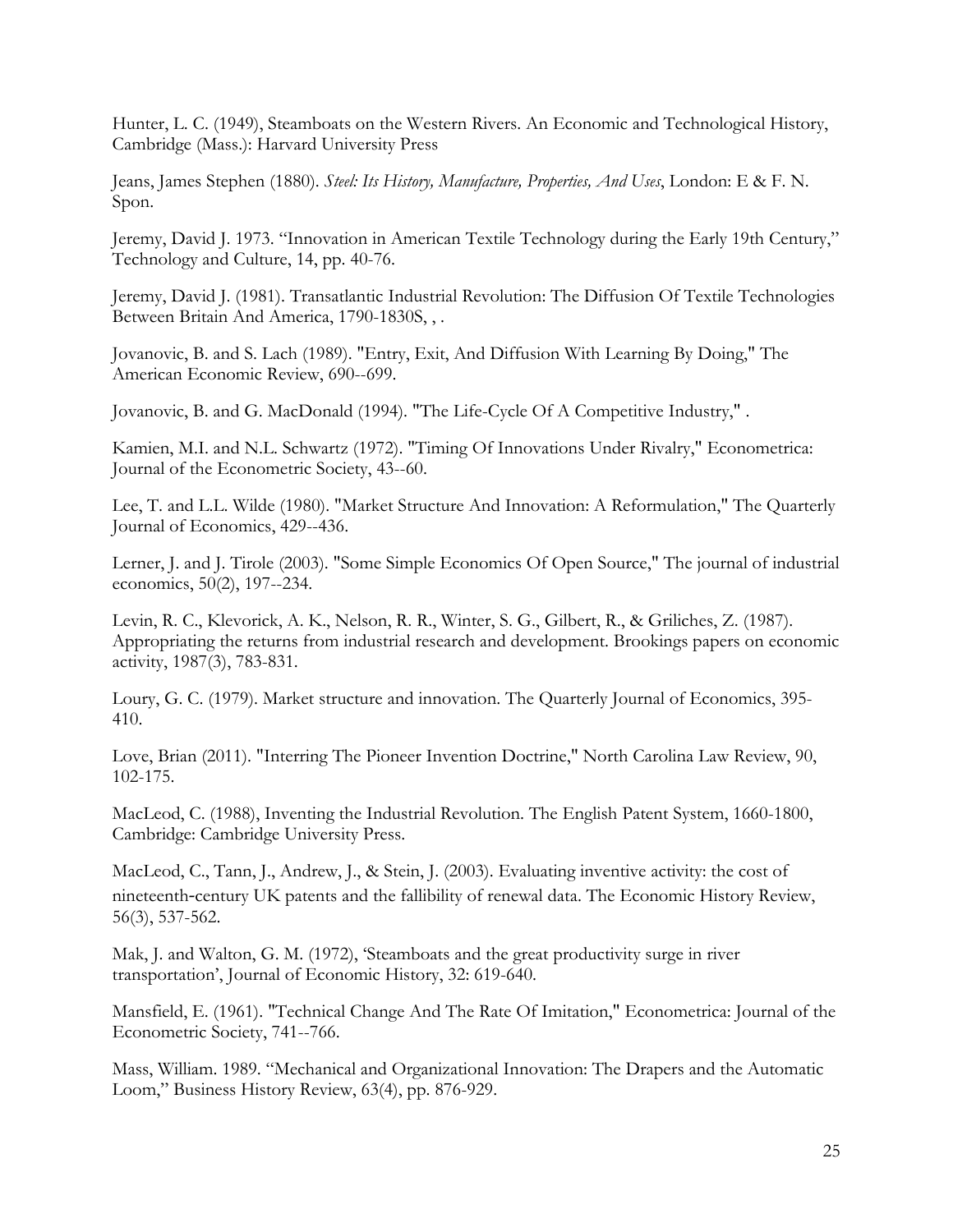Hunter, L. C. (1949), Steamboats on the Western Rivers. An Economic and Technological History, Cambridge (Mass.): Harvard University Press

Jeans, James Stephen (1880). *Steel: Its History, Manufacture, Properties, And Uses*, London: E & F. N. Spon.

Jeremy, David J. 1973. "Innovation in American Textile Technology during the Early 19th Century," Technology and Culture, 14, pp. 40-76.

Jeremy, David J. (1981). Transatlantic Industrial Revolution: The Diffusion Of Textile Technologies Between Britain And America, 1790-1830S, , .

Jovanovic, B. and S. Lach (1989). "Entry, Exit, And Diffusion With Learning By Doing," The American Economic Review, 690--699.

Jovanovic, B. and G. MacDonald (1994). "The Life-Cycle Of A Competitive Industry," .

Kamien, M.I. and N.L. Schwartz (1972). "Timing Of Innovations Under Rivalry," Econometrica: Journal of the Econometric Society, 43--60.

Lee, T. and L.L. Wilde (1980). "Market Structure And Innovation: A Reformulation," The Quarterly Journal of Economics, 429--436.

Lerner, J. and J. Tirole (2003). "Some Simple Economics Of Open Source," The journal of industrial economics, 50(2), 197--234.

Levin, R. C., Klevorick, A. K., Nelson, R. R., Winter, S. G., Gilbert, R., & Griliches, Z. (1987). Appropriating the returns from industrial research and development. Brookings papers on economic activity, 1987(3), 783-831.

Loury, G. C. (1979). Market structure and innovation. The Quarterly Journal of Economics, 395-410.

Love, Brian (2011). "Interring The Pioneer Invention Doctrine," North Carolina Law Review, 90, 102-175.

MacLeod, C. (1988), Inventing the Industrial Revolution. The English Patent System, 1660-1800, Cambridge: Cambridge University Press.

MacLeod, C., Tann, J., Andrew, J., & Stein, J. (2003). Evaluating inventive activity: the cost of nineteenth-century UK patents and the fallibility of renewal data. The Economic History Review, 56(3), 537-562.

Mak, J. and Walton, G. M. (1972), 'Steamboats and the great productivity surge in river transportation', Journal of Economic History, 32: 619-640.

Mansfield, E. (1961). "Technical Change And The Rate Of Imitation," Econometrica: Journal of the Econometric Society, 741--766.

Mass, William. 1989. "Mechanical and Organizational Innovation: The Drapers and the Automatic Loom," Business History Review, 63(4), pp. 876-929.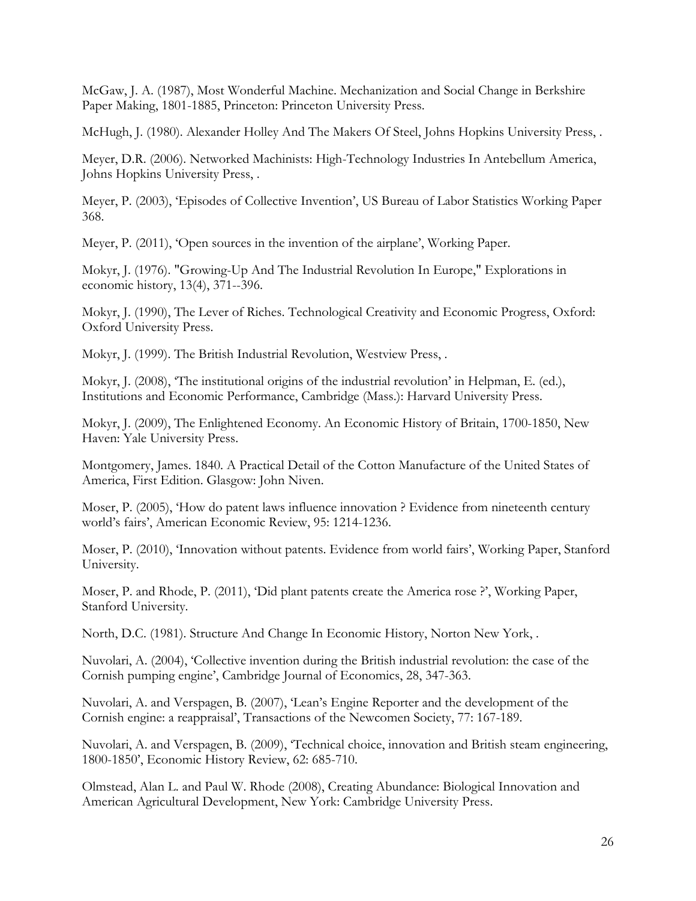McGaw, J. A. (1987), Most Wonderful Machine. Mechanization and Social Change in Berkshire Paper Making, 1801-1885, Princeton: Princeton University Press.

McHugh, J. (1980). Alexander Holley And The Makers Of Steel, Johns Hopkins University Press, .

Meyer, D.R. (2006). Networked Machinists: High-Technology Industries In Antebellum America, Johns Hopkins University Press, .

Meyer, P. (2003), 'Episodes of Collective Invention', US Bureau of Labor Statistics Working Paper 368.

Meyer, P. (2011), 'Open sources in the invention of the airplane', Working Paper.

Mokyr, J. (1976). "Growing-Up And The Industrial Revolution In Europe," Explorations in economic history, 13(4), 371--396.

Mokyr, J. (1990), The Lever of Riches. Technological Creativity and Economic Progress, Oxford: Oxford University Press.

Mokyr, J. (1999). The British Industrial Revolution, Westview Press, .

Mokyr, J. (2008), 'The institutional origins of the industrial revolution' in Helpman, E. (ed.), Institutions and Economic Performance, Cambridge (Mass.): Harvard University Press.

Mokyr, J. (2009), The Enlightened Economy. An Economic History of Britain, 1700-1850, New Haven: Yale University Press.

Montgomery, James. 1840. A Practical Detail of the Cotton Manufacture of the United States of America, First Edition. Glasgow: John Niven.

Moser, P. (2005), 'How do patent laws influence innovation ? Evidence from nineteenth century world's fairs', American Economic Review, 95: 1214-1236.

Moser, P. (2010), 'Innovation without patents. Evidence from world fairs', Working Paper, Stanford University.

Moser, P. and Rhode, P. (2011), 'Did plant patents create the America rose ?', Working Paper, Stanford University.

North, D.C. (1981). Structure And Change In Economic History, Norton New York, .

Nuvolari, A. (2004), 'Collective invention during the British industrial revolution: the case of the Cornish pumping engine', Cambridge Journal of Economics, 28, 347-363.

Nuvolari, A. and Verspagen, B. (2007), 'Lean's Engine Reporter and the development of the Cornish engine: a reappraisal', Transactions of the Newcomen Society, 77: 167-189.

Nuvolari, A. and Verspagen, B. (2009), 'Technical choice, innovation and British steam engineering, 1800-1850', Economic History Review, 62: 685-710.

Olmstead, Alan L. and Paul W. Rhode (2008), Creating Abundance: Biological Innovation and American Agricultural Development, New York: Cambridge University Press.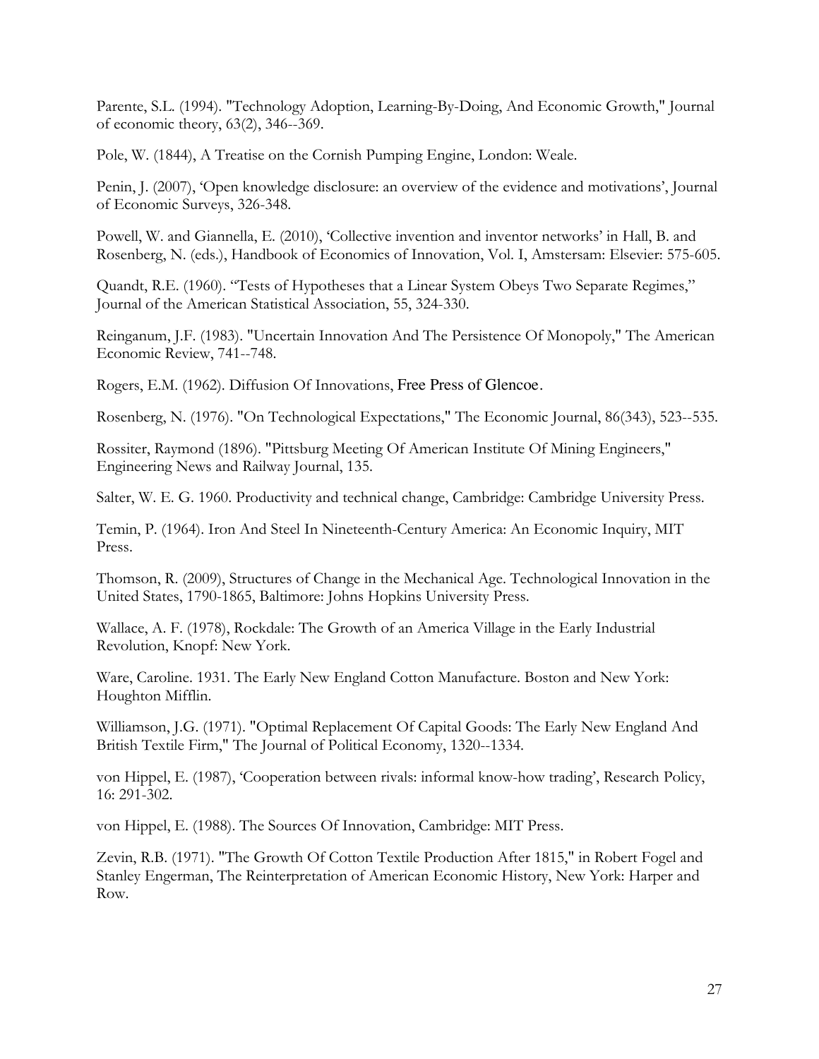Parente, S.L. (1994). "Technology Adoption, Learning-By-Doing, And Economic Growth," Journal of economic theory, 63(2), 346--369.

Pole, W. (1844), A Treatise on the Cornish Pumping Engine, London: Weale.

Penin, J. (2007), 'Open knowledge disclosure: an overview of the evidence and motivations', Journal of Economic Surveys, 326-348.

Powell, W. and Giannella, E. (2010), 'Collective invention and inventor networks' in Hall, B. and Rosenberg, N. (eds.), Handbook of Economics of Innovation, Vol. I, Amstersam: Elsevier: 575-605.

Quandt, R.E. (1960). "Tests of Hypotheses that a Linear System Obeys Two Separate Regimes," Journal of the American Statistical Association, 55, 324-330.

Reinganum, J.F. (1983). "Uncertain Innovation And The Persistence Of Monopoly," The American Economic Review, 741--748.

Rogers, E.M. (1962). Diffusion Of Innovations, Free Press of Glencoe.

Rosenberg, N. (1976). "On Technological Expectations," The Economic Journal, 86(343), 523--535.

Rossiter, Raymond (1896). "Pittsburg Meeting Of American Institute Of Mining Engineers," Engineering News and Railway Journal, 135.

Salter, W. E. G. 1960. Productivity and technical change, Cambridge: Cambridge University Press.

Temin, P. (1964). Iron And Steel In Nineteenth-Century America: An Economic Inquiry, MIT Press.

Thomson, R. (2009), Structures of Change in the Mechanical Age. Technological Innovation in the United States, 1790-1865, Baltimore: Johns Hopkins University Press.

Wallace, A. F. (1978), Rockdale: The Growth of an America Village in the Early Industrial Revolution, Knopf: New York.

Ware, Caroline. 1931. The Early New England Cotton Manufacture. Boston and New York: Houghton Mifflin.

Williamson, J.G. (1971). "Optimal Replacement Of Capital Goods: The Early New England And British Textile Firm," The Journal of Political Economy, 1320--1334.

von Hippel, E. (1987), 'Cooperation between rivals: informal know-how trading', Research Policy, 16: 291-302.

von Hippel, E. (1988). The Sources Of Innovation, Cambridge: MIT Press.

Zevin, R.B. (1971). "The Growth Of Cotton Textile Production After 1815," in Robert Fogel and Stanley Engerman, The Reinterpretation of American Economic History, New York: Harper and Row.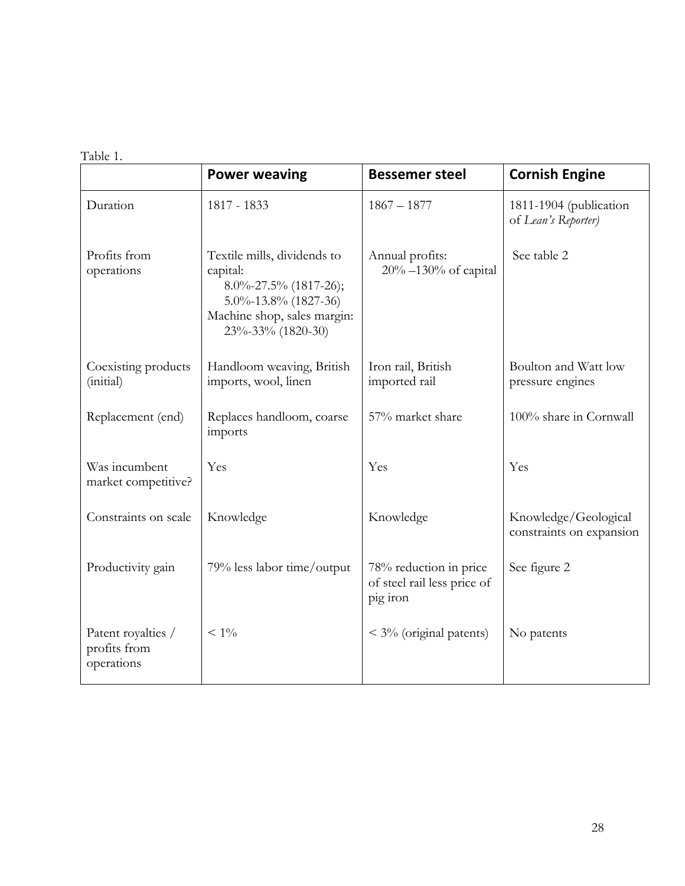Table 1.

| | **Power weaving** | **Bessemer steel** | **Cornish Engine** |
|---|---|---|---|
| Duration | 1817 - 1833 | 1867 – 1877 | 1811-1904 (publication of *Lean's Reporter)* |
| Profits from operations | Textile mills, dividends to capital: 8.0%-27.5% (1817-26); 5.0%-13.8% (1827-36) Machine shop, sales margin: 23%-33% (1820-30) | Annual profits: 20% –130% of capital | See table 2 |
| Coexisting products (initial) | Handloom weaving, British imports, wool, linen | Iron rail, British imported rail | Boulton and Watt low pressure engines |
| Replacement (end) | Replaces handloom, coarse imports | 57% market share | 100% share in Cornwall |
| Was incumbent market competitive? | Yes | Yes | Yes |
| Constraints on scale | Knowledge | Knowledge | Knowledge/Geological constraints on expansion |
| Productivity gain | 79% less labor time/output | 78% reduction in price of steel rail less price of pig iron | See figure 2 |
| Patent royalties / profits from operations | < 1% | < 3% (original patents) | No patents |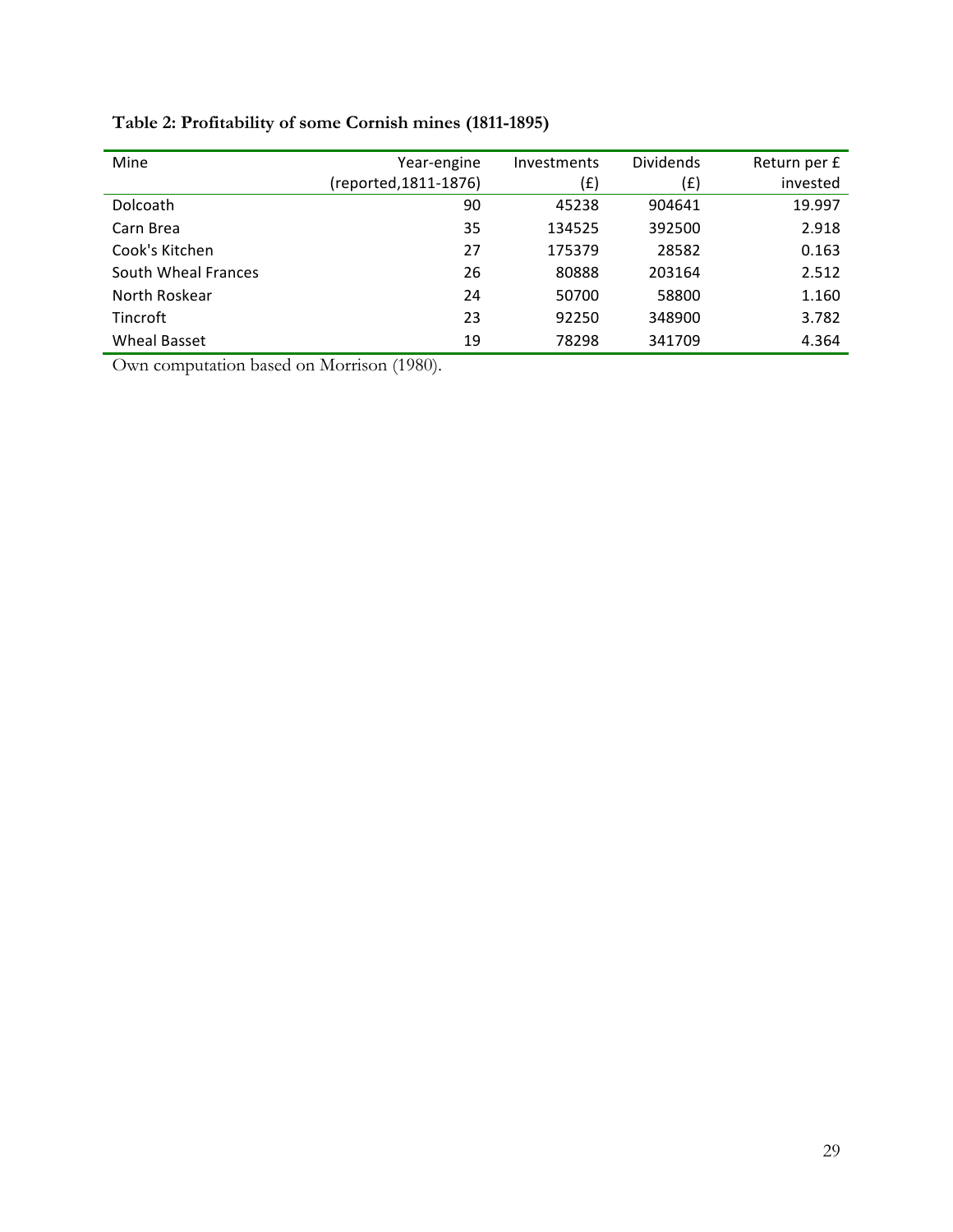**Table 2: Profitability of some Cornish mines (1811-1895)**

| Mine | Year-engine (reported,1811-1876) | Investments (£) | Dividends (£) | Return per £ invested |
|---|---|---|---|---|
| Dolcoath | 90 | 45238 | 904641 | 19.997 |
| Carn Brea | 35 | 134525 | 392500 | 2.918 |
| Cook's Kitchen | 27 | 175379 | 28582 | 0.163 |
| South Wheal Frances | 26 | 80888 | 203164 | 2.512 |
| North Roskear | 24 | 50700 | 58800 | 1.160 |
| Tincroft | 23 | 92250 | 348900 | 3.782 |
| Wheal Basset | 19 | 78298 | 341709 | 4.364 |

Own computation based on Morrison (1980).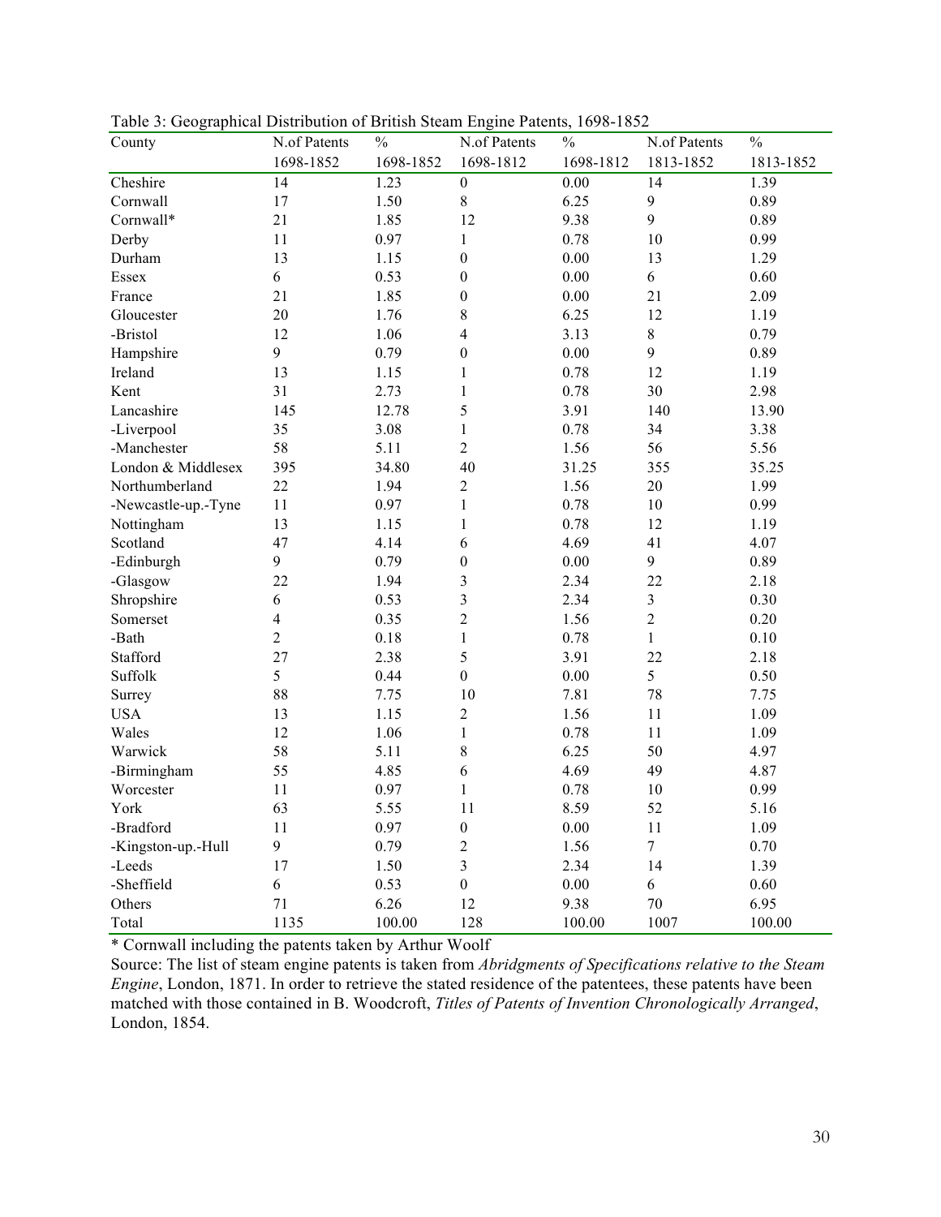Table 3: Geographical Distribution of British Steam Engine Patents, 1698-1852

| County | N.of Patents 1698-1852 | % 1698-1852 | N.of Patents 1698-1812 | % 1698-1812 | N.of Patents 1813-1852 | % 1813-1852 |
|---|---|---|---|---|---|---|
| Cheshire | 14 | 1.23 | 0 | 0.00 | 14 | 1.39 |
| Cornwall | 17 | 1.50 | 8 | 6.25 | 9 | 0.89 |
| Cornwall* | 21 | 1.85 | 12 | 9.38 | 9 | 0.89 |
| Derby | 11 | 0.97 | 1 | 0.78 | 10 | 0.99 |
| Durham | 13 | 1.15 | 0 | 0.00 | 13 | 1.29 |
| Essex | 6 | 0.53 | 0 | 0.00 | 6 | 0.60 |
| France | 21 | 1.85 | 0 | 0.00 | 21 | 2.09 |
| Gloucester | 20 | 1.76 | 8 | 6.25 | 12 | 1.19 |
| -Bristol | 12 | 1.06 | 4 | 3.13 | 8 | 0.79 |
| Hampshire | 9 | 0.79 | 0 | 0.00 | 9 | 0.89 |
| Ireland | 13 | 1.15 | 1 | 0.78 | 12 | 1.19 |
| Kent | 31 | 2.73 | 1 | 0.78 | 30 | 2.98 |
| Lancashire | 145 | 12.78 | 5 | 3.91 | 140 | 13.90 |
| -Liverpool | 35 | 3.08 | 1 | 0.78 | 34 | 3.38 |
| -Manchester | 58 | 5.11 | 2 | 1.56 | 56 | 5.56 |
| London & Middlesex | 395 | 34.80 | 40 | 31.25 | 355 | 35.25 |
| Northumberland | 22 | 1.94 | 2 | 1.56 | 20 | 1.99 |
| -Newcastle-up.-Tyne | 11 | 0.97 | 1 | 0.78 | 10 | 0.99 |
| Nottingham | 13 | 1.15 | 1 | 0.78 | 12 | 1.19 |
| Scotland | 47 | 4.14 | 6 | 4.69 | 41 | 4.07 |
| -Edinburgh | 9 | 0.79 | 0 | 0.00 | 9 | 0.89 |
| -Glasgow | 22 | 1.94 | 3 | 2.34 | 22 | 2.18 |
| Shropshire | 6 | 0.53 | 3 | 2.34 | 3 | 0.30 |
| Somerset | 4 | 0.35 | 2 | 1.56 | 2 | 0.20 |
| -Bath | 2 | 0.18 | 1 | 0.78 | 1 | 0.10 |
| Stafford | 27 | 2.38 | 5 | 3.91 | 22 | 2.18 |
| Suffolk | 5 | 0.44 | 0 | 0.00 | 5 | 0.50 |
| Surrey | 88 | 7.75 | 10 | 7.81 | 78 | 7.75 |
| USA | 13 | 1.15 | 2 | 1.56 | 11 | 1.09 |
| Wales | 12 | 1.06 | 1 | 0.78 | 11 | 1.09 |
| Warwick | 58 | 5.11 | 8 | 6.25 | 50 | 4.97 |
| -Birmingham | 55 | 4.85 | 6 | 4.69 | 49 | 4.87 |
| Worcester | 11 | 0.97 | 1 | 0.78 | 10 | 0.99 |
| York | 63 | 5.55 | 11 | 8.59 | 52 | 5.16 |
| -Bradford | 11 | 0.97 | 0 | 0.00 | 11 | 1.09 |
| -Kingston-up.-Hull | 9 | 0.79 | 2 | 1.56 | 7 | 0.70 |
| -Leeds | 17 | 1.50 | 3 | 2.34 | 14 | 1.39 |
| -Sheffield | 6 | 0.53 | 0 | 0.00 | 6 | 0.60 |
| Others | 71 | 6.26 | 12 | 9.38 | 70 | 6.95 |
| Total | 1135 | 100.00 | 128 | 100.00 | 1007 | 100.00 |

* Cornwall including the patents taken by Arthur Woolf

Source: The list of steam engine patents is taken from *Abridgments of Specifications relative to the Steam Engine*, London, 1871. In order to retrieve the stated residence of the patentees, these patents have been matched with those contained in B. Woodcroft, *Titles of Patents of Invention Chronologically Arranged*, London, 1854.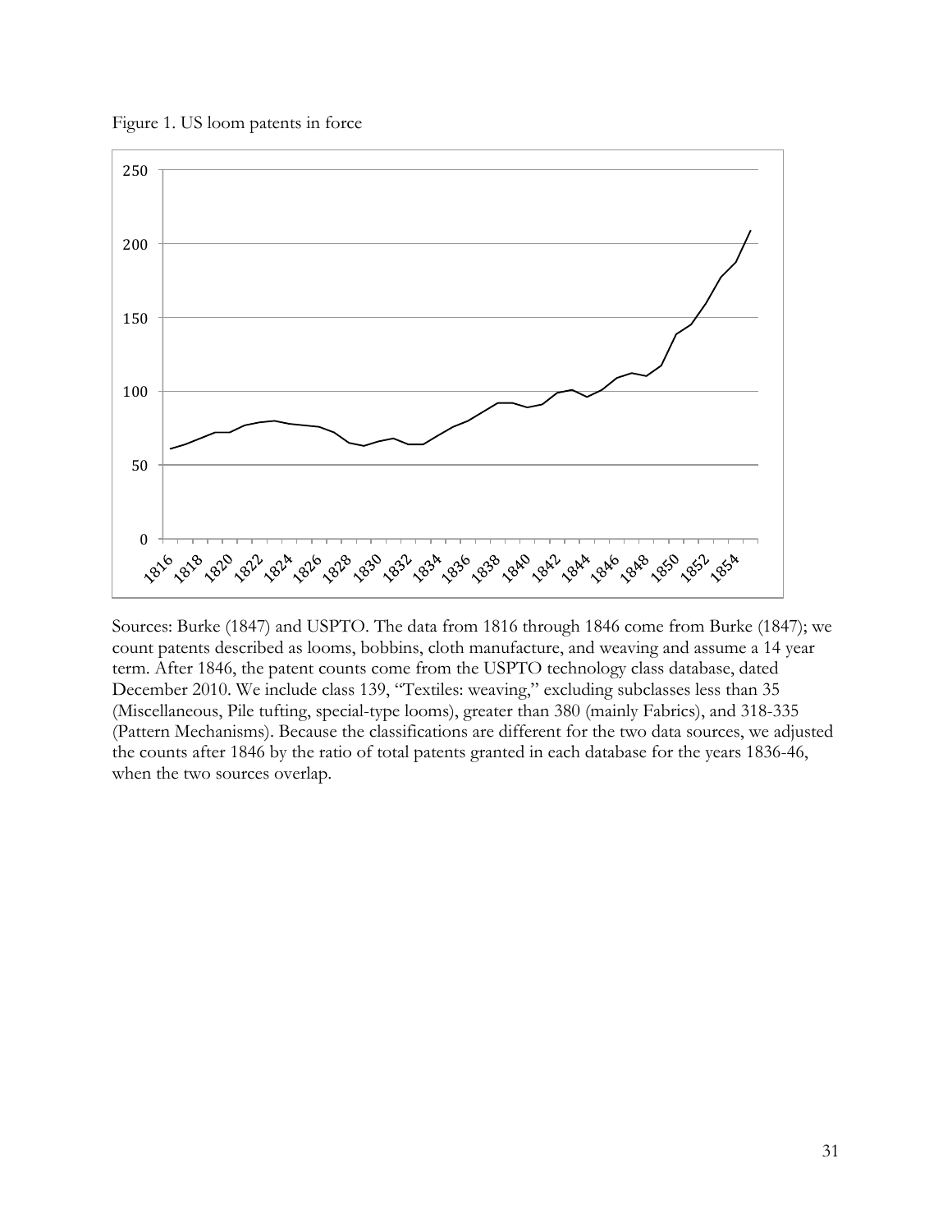Figure 1. US loom patents in force

Sources: Burke (1847) and USPTO. The data from 1816 through 1846 come from Burke (1847); we count patents described as looms, bobbins, cloth manufacture, and weaving and assume a 14 year term. After 1846, the patent counts come from the USPTO technology class database, dated December 2010. We include class 139, "Textiles: weaving," excluding subclasses less than 35 (Miscellaneous, Pile tufting, special-type looms), greater than 380 (mainly Fabrics), and 318-335 (Pattern Mechanisms). Because the classifications are different for the two data sources, we adjusted the counts after 1846 by the ratio of total patents granted in each database for the years 1836-46, when the two sources overlap.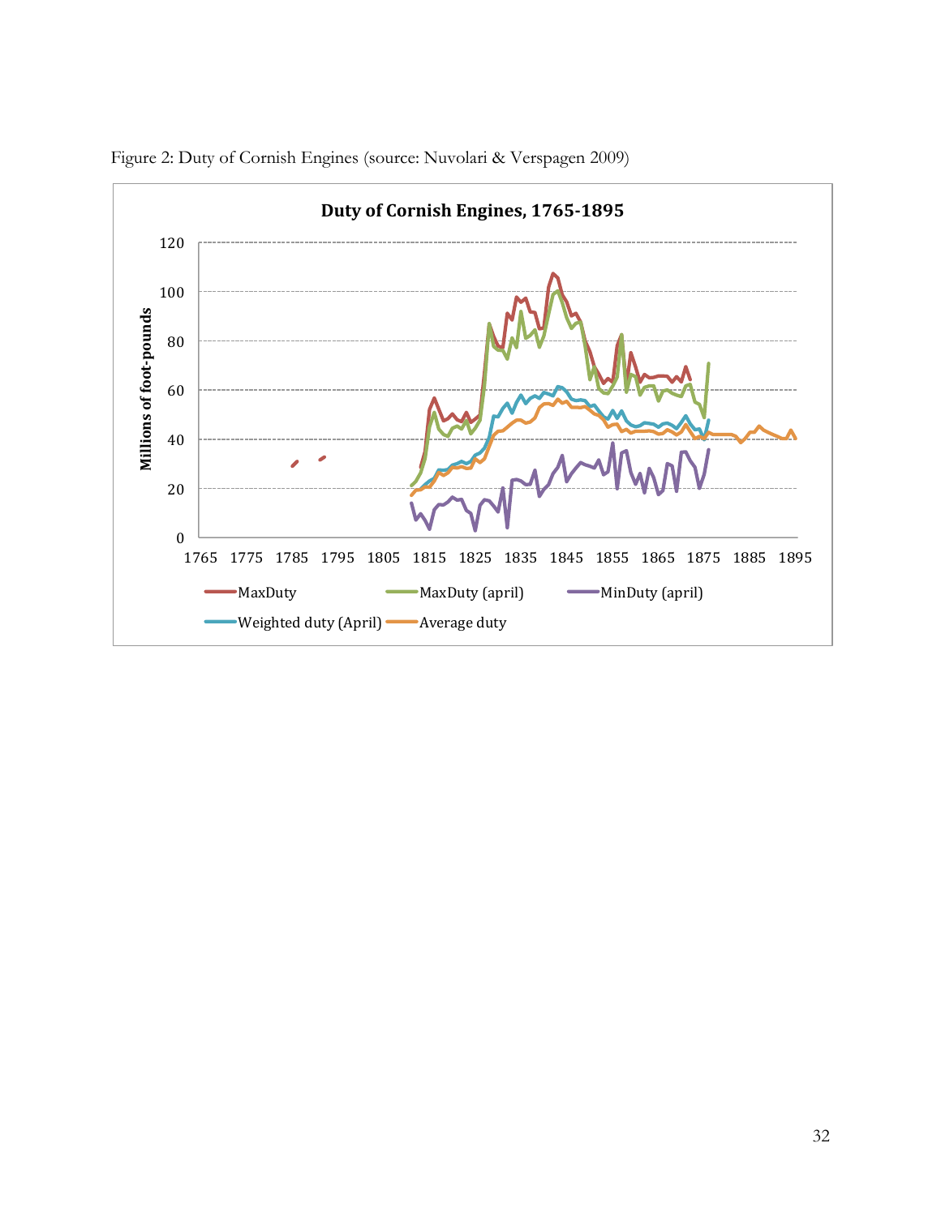Figure 2: Duty of Cornish Engines (source: Nuvolari & Verspagen 2009)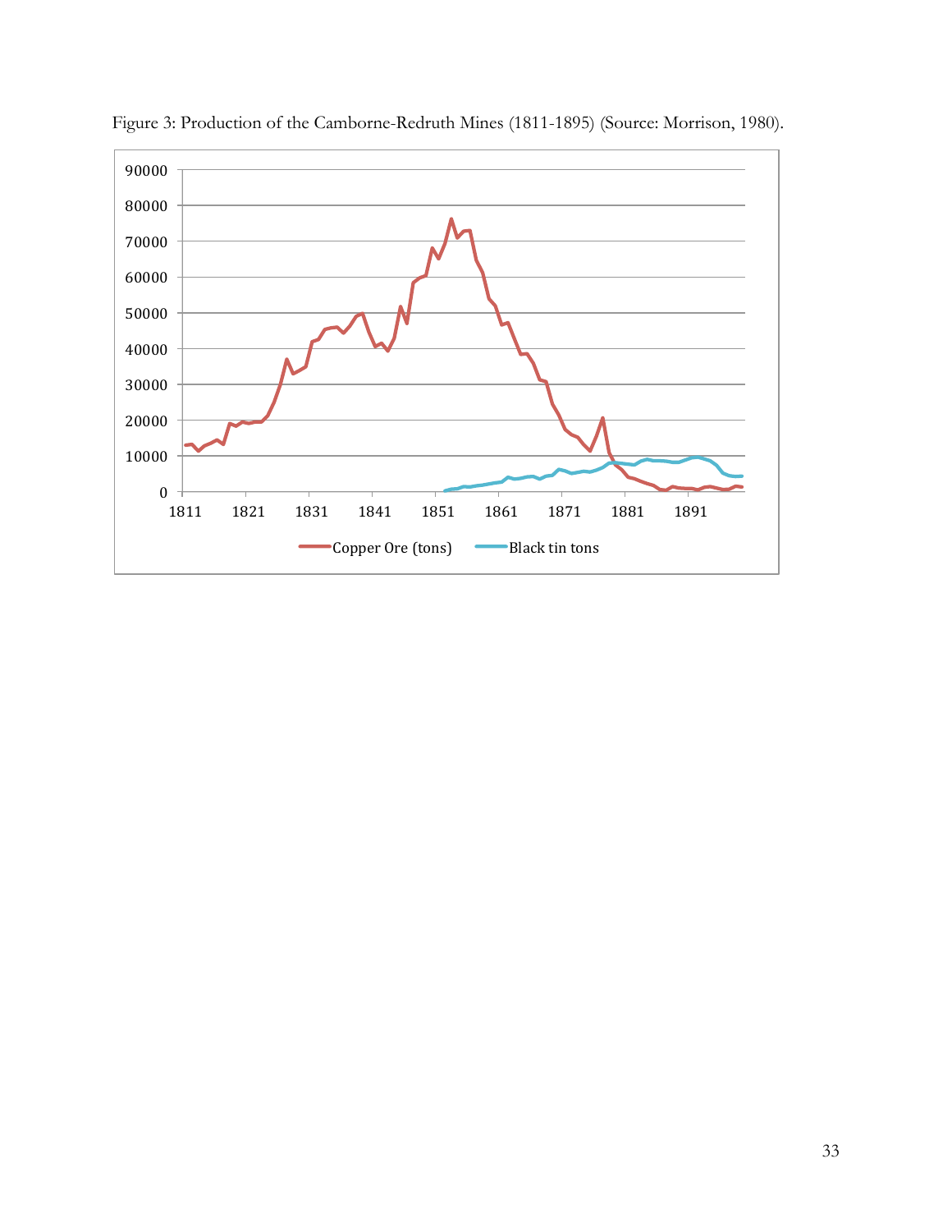Figure 3: Production of the Camborne-Redruth Mines (1811-1895) (Source: Morrison, 1980).

90000
80000
70000
60000
50000
40000
30000
20000
10000
0

1811
1821
1831
1841
1851
1861
1871
1881
1891

Copper Ore (tons)
Black tin tons